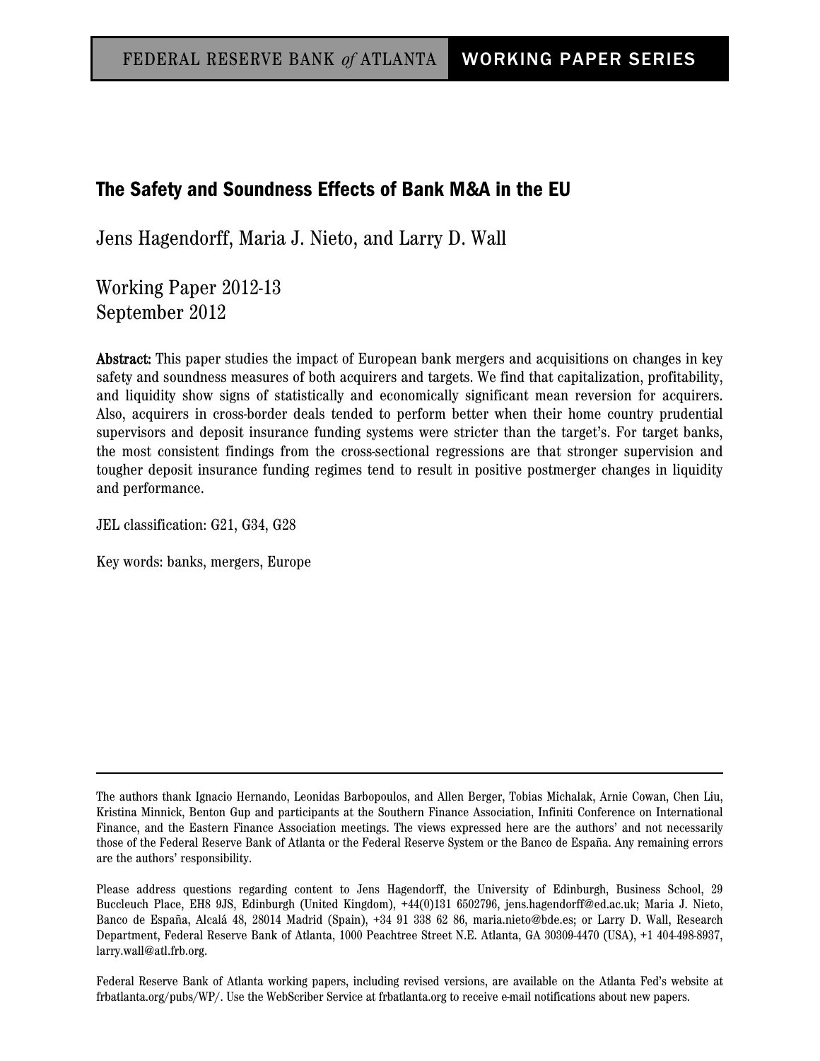FEDERAL RESERVE BANK *of* ATLANTA **WORKING PAPER SERIES**

# The Safety and Soundness Effects of Bank M&A in the EU

Jens Hagendorff, Maria J. Nieto, and Larry D. Wall

Working Paper 2012-13
September 2012

**Abstract:** This paper studies the impact of European bank mergers and acquisitions on changes in key safety and soundness measures of both acquirers and targets. We find that capitalization, profitability, and liquidity show signs of statistically and economically significant mean reversion for acquirers. Also, acquirers in cross-border deals tended to perform better when their home country prudential supervisors and deposit insurance funding systems were stricter than the target's. For target banks, the most consistent findings from the cross-sectional regressions are that stronger supervision and tougher deposit insurance funding regimes tend to result in positive postmerger changes in liquidity and performance.

JEL classification: G21, G34, G28

Key words: banks, mergers, Europe

---

The authors thank Ignacio Hernando, Leonidas Barbopoulos, and Allen Berger, Tobias Michalak, Arnie Cowan, Chen Liu, Kristina Minnick, Benton Gup and participants at the Southern Finance Association, Infiniti Conference on International Finance, and the Eastern Finance Association meetings. The views expressed here are the authors' and not necessarily those of the Federal Reserve Bank of Atlanta or the Federal Reserve System or the Banco de España. Any remaining errors are the authors' responsibility.

Please address questions regarding content to Jens Hagendorff, the University of Edinburgh, Business School, 29 Buccleuch Place, EH8 9JS, Edinburgh (United Kingdom), +44(0)131 6502796, jens.hagendorff@ed.ac.uk; Maria J. Nieto, Banco de España, Alcalá 48, 28014 Madrid (Spain), +34 91 338 62 86, maria.nieto@bde.es; or Larry D. Wall, Research Department, Federal Reserve Bank of Atlanta, 1000 Peachtree Street N.E. Atlanta, GA 30309-4470 (USA), +1 404-498-8937, larry.wall@atl.frb.org.

Federal Reserve Bank of Atlanta working papers, including revised versions, are available on the Atlanta Fed's website at frbatlanta.org/pubs/WP/. Use the WebScriber Service at frbatlanta.org to receive e-mail notifications about new papers.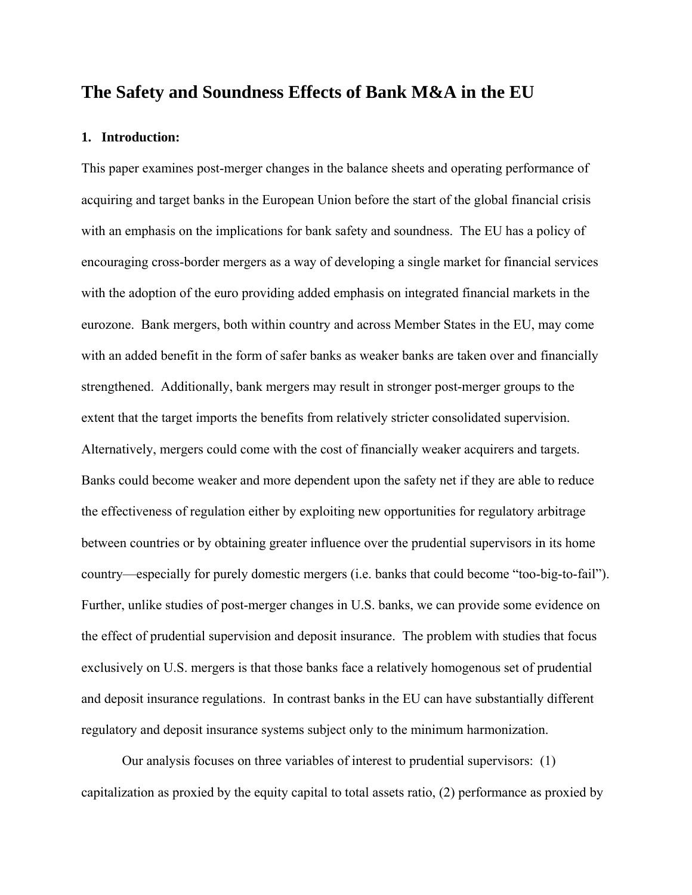# The Safety and Soundness Effects of Bank M&A in the EU

## 1. Introduction:

This paper examines post-merger changes in the balance sheets and operating performance of acquiring and target banks in the European Union before the start of the global financial crisis with an emphasis on the implications for bank safety and soundness. The EU has a policy of encouraging cross-border mergers as a way of developing a single market for financial services with the adoption of the euro providing added emphasis on integrated financial markets in the eurozone. Bank mergers, both within country and across Member States in the EU, may come with an added benefit in the form of safer banks as weaker banks are taken over and financially strengthened. Additionally, bank mergers may result in stronger post-merger groups to the extent that the target imports the benefits from relatively stricter consolidated supervision. Alternatively, mergers could come with the cost of financially weaker acquirers and targets. Banks could become weaker and more dependent upon the safety net if they are able to reduce the effectiveness of regulation either by exploiting new opportunities for regulatory arbitrage between countries or by obtaining greater influence over the prudential supervisors in its home country—especially for purely domestic mergers (i.e. banks that could become "too-big-to-fail"). Further, unlike studies of post-merger changes in U.S. banks, we can provide some evidence on the effect of prudential supervision and deposit insurance. The problem with studies that focus exclusively on U.S. mergers is that those banks face a relatively homogenous set of prudential and deposit insurance regulations. In contrast banks in the EU can have substantially different regulatory and deposit insurance systems subject only to the minimum harmonization.

Our analysis focuses on three variables of interest to prudential supervisors: (1) capitalization as proxied by the equity capital to total assets ratio, (2) performance as proxied by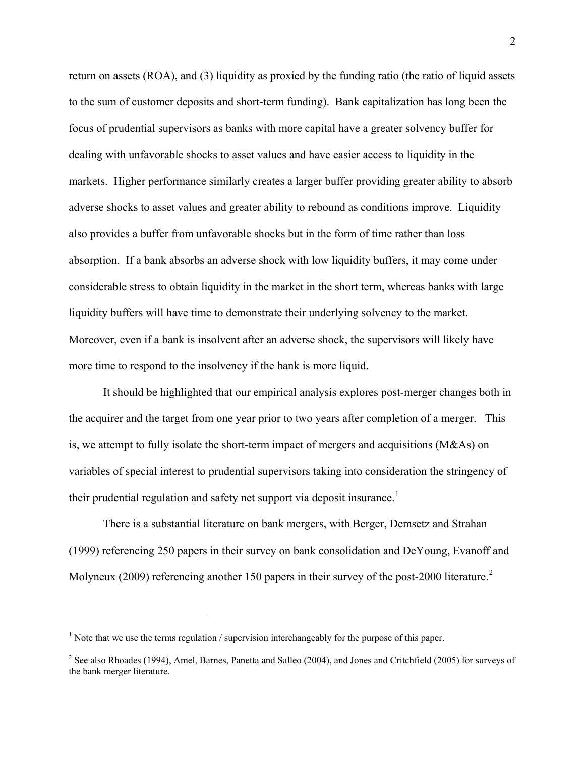return on assets (ROA), and (3) liquidity as proxied by the funding ratio (the ratio of liquid assets to the sum of customer deposits and short-term funding). Bank capitalization has long been the focus of prudential supervisors as banks with more capital have a greater solvency buffer for dealing with unfavorable shocks to asset values and have easier access to liquidity in the markets. Higher performance similarly creates a larger buffer providing greater ability to absorb adverse shocks to asset values and greater ability to rebound as conditions improve. Liquidity also provides a buffer from unfavorable shocks but in the form of time rather than loss absorption. If a bank absorbs an adverse shock with low liquidity buffers, it may come under considerable stress to obtain liquidity in the market in the short term, whereas banks with large liquidity buffers will have time to demonstrate their underlying solvency to the market. Moreover, even if a bank is insolvent after an adverse shock, the supervisors will likely have more time to respond to the insolvency if the bank is more liquid.

It should be highlighted that our empirical analysis explores post-merger changes both in the acquirer and the target from one year prior to two years after completion of a merger. This is, we attempt to fully isolate the short-term impact of mergers and acquisitions (M&As) on variables of special interest to prudential supervisors taking into consideration the stringency of their prudential regulation and safety net support via deposit insurance.[1]

There is a substantial literature on bank mergers, with Berger, Demsetz and Strahan (1999) referencing 250 papers in their survey on bank consolidation and DeYoung, Evanoff and Molyneux (2009) referencing another 150 papers in their survey of the post-2000 literature.[2]

---

[1] Note that we use the terms regulation / supervision interchangeably for the purpose of this paper.

[2] See also Rhoades (1994), Amel, Barnes, Panetta and Salleo (2004), and Jones and Critchfield (2005) for surveys of the bank merger literature.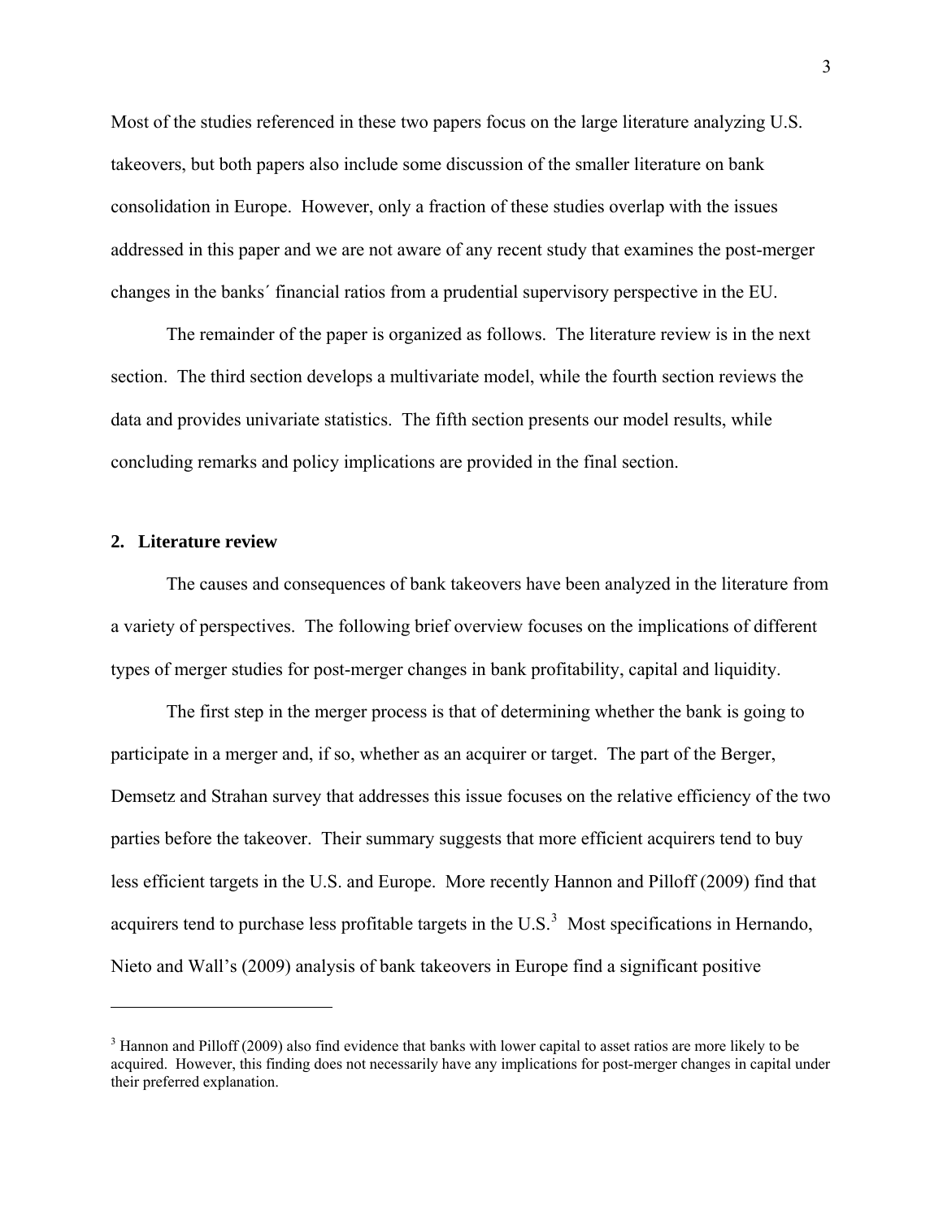Most of the studies referenced in these two papers focus on the large literature analyzing U.S. takeovers, but both papers also include some discussion of the smaller literature on bank consolidation in Europe. However, only a fraction of these studies overlap with the issues addressed in this paper and we are not aware of any recent study that examines the post-merger changes in the banks´ financial ratios from a prudential supervisory perspective in the EU.

The remainder of the paper is organized as follows. The literature review is in the next section. The third section develops a multivariate model, while the fourth section reviews the data and provides univariate statistics. The fifth section presents our model results, while concluding remarks and policy implications are provided in the final section.

## 2. Literature review

The causes and consequences of bank takeovers have been analyzed in the literature from a variety of perspectives. The following brief overview focuses on the implications of different types of merger studies for post-merger changes in bank profitability, capital and liquidity.

The first step in the merger process is that of determining whether the bank is going to participate in a merger and, if so, whether as an acquirer or target. The part of the Berger, Demsetz and Strahan survey that addresses this issue focuses on the relative efficiency of the two parties before the takeover. Their summary suggests that more efficient acquirers tend to buy less efficient targets in the U.S. and Europe. More recently Hannon and Pilloff (2009) find that acquirers tend to purchase less profitable targets in the U.S.[3] Most specifications in Hernando, Nieto and Wall's (2009) analysis of bank takeovers in Europe find a significant positive

[3] Hannon and Pilloff (2009) also find evidence that banks with lower capital to asset ratios are more likely to be acquired. However, this finding does not necessarily have any implications for post-merger changes in capital under their preferred explanation.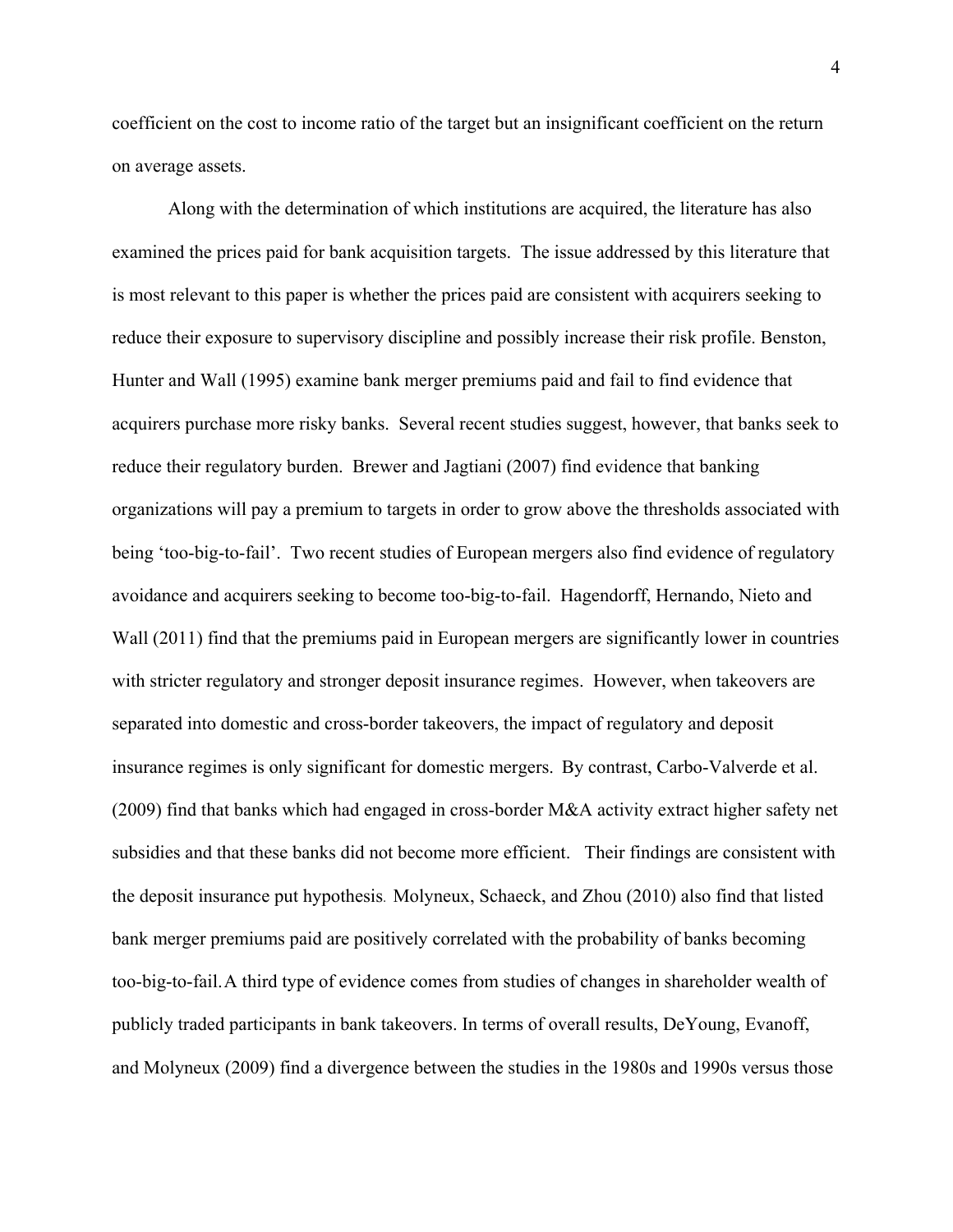coefficient on the cost to income ratio of the target but an insignificant coefficient on the return on average assets.

Along with the determination of which institutions are acquired, the literature has also examined the prices paid for bank acquisition targets. The issue addressed by this literature that is most relevant to this paper is whether the prices paid are consistent with acquirers seeking to reduce their exposure to supervisory discipline and possibly increase their risk profile. Benston, Hunter and Wall (1995) examine bank merger premiums paid and fail to find evidence that acquirers purchase more risky banks. Several recent studies suggest, however, that banks seek to reduce their regulatory burden. Brewer and Jagtiani (2007) find evidence that banking organizations will pay a premium to targets in order to grow above the thresholds associated with being 'too-big-to-fail'. Two recent studies of European mergers also find evidence of regulatory avoidance and acquirers seeking to become too-big-to-fail. Hagendorff, Hernando, Nieto and Wall (2011) find that the premiums paid in European mergers are significantly lower in countries with stricter regulatory and stronger deposit insurance regimes. However, when takeovers are separated into domestic and cross-border takeovers, the impact of regulatory and deposit insurance regimes is only significant for domestic mergers. By contrast, Carbo-Valverde et al. (2009) find that banks which had engaged in cross-border M&A activity extract higher safety net subsidies and that these banks did not become more efficient. Their findings are consistent with the deposit insurance put hypothesis. Molyneux, Schaeck, and Zhou (2010) also find that listed bank merger premiums paid are positively correlated with the probability of banks becoming too-big-to-fail. A third type of evidence comes from studies of changes in shareholder wealth of publicly traded participants in bank takeovers. In terms of overall results, DeYoung, Evanoff, and Molyneux (2009) find a divergence between the studies in the 1980s and 1990s versus those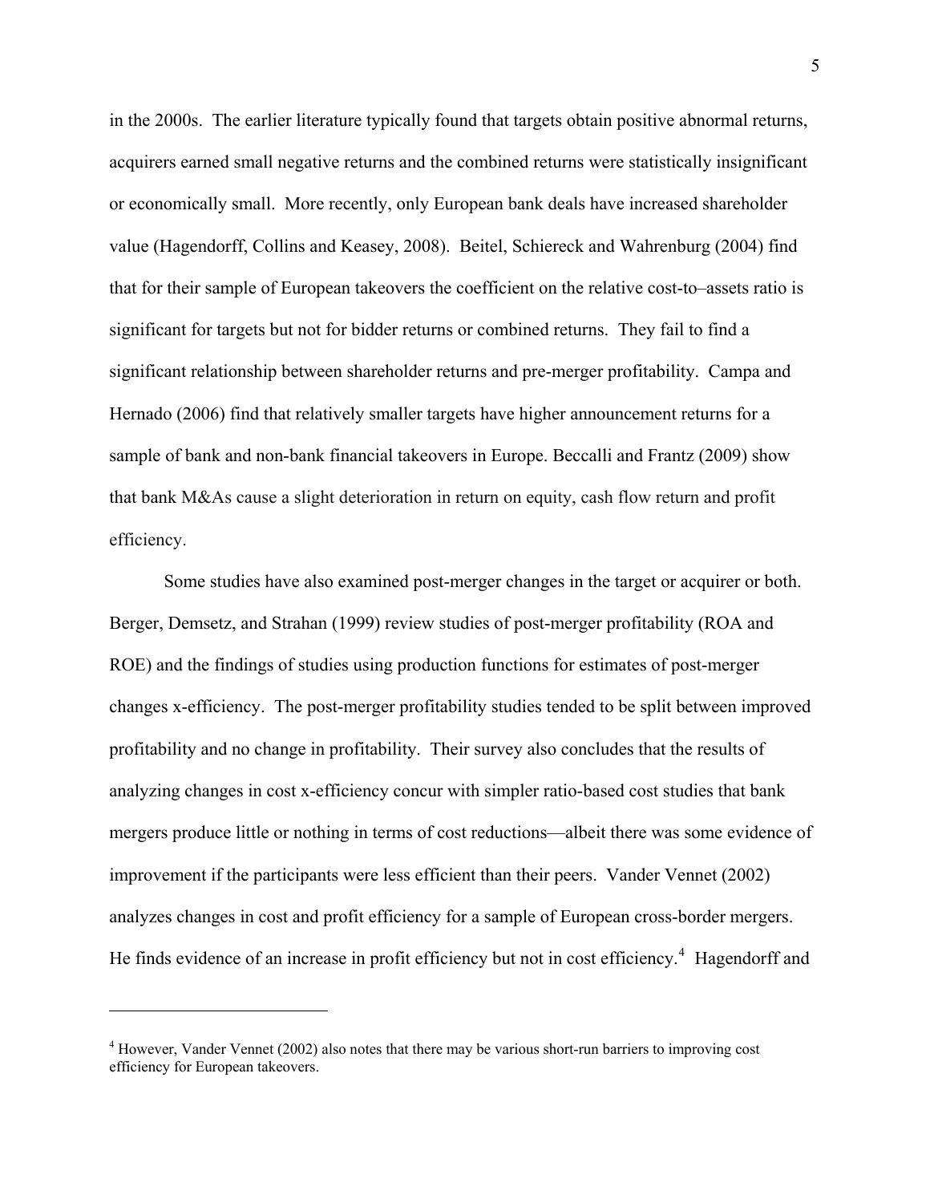in the 2000s. The earlier literature typically found that targets obtain positive abnormal returns, acquirers earned small negative returns and the combined returns were statistically insignificant or economically small. More recently, only European bank deals have increased shareholder value (Hagendorff, Collins and Keasey, 2008). Beitel, Schiereck and Wahrenburg (2004) find that for their sample of European takeovers the coefficient on the relative cost-to–assets ratio is significant for targets but not for bidder returns or combined returns. They fail to find a significant relationship between shareholder returns and pre-merger profitability. Campa and Hernado (2006) find that relatively smaller targets have higher announcement returns for a sample of bank and non-bank financial takeovers in Europe. Beccalli and Frantz (2009) show that bank M&As cause a slight deterioration in return on equity, cash flow return and profit efficiency.

Some studies have also examined post-merger changes in the target or acquirer or both. Berger, Demsetz, and Strahan (1999) review studies of post-merger profitability (ROA and ROE) and the findings of studies using production functions for estimates of post-merger changes x-efficiency. The post-merger profitability studies tended to be split between improved profitability and no change in profitability. Their survey also concludes that the results of analyzing changes in cost x-efficiency concur with simpler ratio-based cost studies that bank mergers produce little or nothing in terms of cost reductions—albeit there was some evidence of improvement if the participants were less efficient than their peers. Vander Vennet (2002) analyzes changes in cost and profit efficiency for a sample of European cross-border mergers. He finds evidence of an increase in profit efficiency but not in cost efficiency.[4] Hagendorff and

[4] However, Vander Vennet (2002) also notes that there may be various short-run barriers to improving cost efficiency for European takeovers.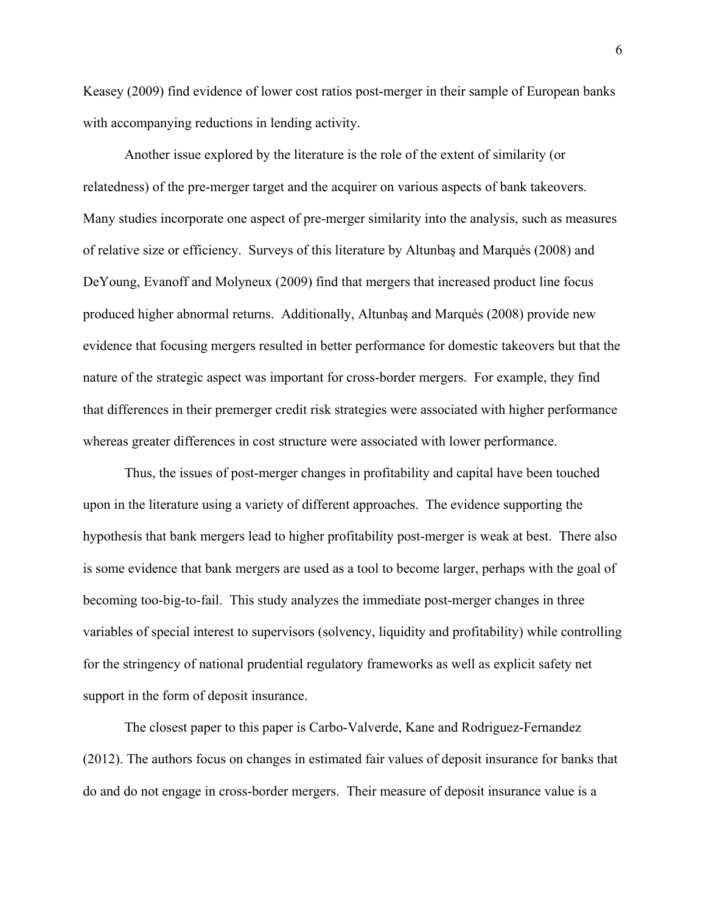Keasey (2009) find evidence of lower cost ratios post-merger in their sample of European banks with accompanying reductions in lending activity.

Another issue explored by the literature is the role of the extent of similarity (or relatedness) of the pre-merger target and the acquirer on various aspects of bank takeovers. Many studies incorporate one aspect of pre-merger similarity into the analysis, such as measures of relative size or efficiency. Surveys of this literature by Altunbaş and Marqués (2008) and DeYoung, Evanoff and Molyneux (2009) find that mergers that increased product line focus produced higher abnormal returns. Additionally, Altunbaş and Marqués (2008) provide new evidence that focusing mergers resulted in better performance for domestic takeovers but that the nature of the strategic aspect was important for cross-border mergers. For example, they find that differences in their premerger credit risk strategies were associated with higher performance whereas greater differences in cost structure were associated with lower performance.

Thus, the issues of post-merger changes in profitability and capital have been touched upon in the literature using a variety of different approaches. The evidence supporting the hypothesis that bank mergers lead to higher profitability post-merger is weak at best. There also is some evidence that bank mergers are used as a tool to become larger, perhaps with the goal of becoming too-big-to-fail. This study analyzes the immediate post-merger changes in three variables of special interest to supervisors (solvency, liquidity and profitability) while controlling for the stringency of national prudential regulatory frameworks as well as explicit safety net support in the form of deposit insurance.

The closest paper to this paper is Carbo-Valverde, Kane and Rodriguez-Fernandez (2012). The authors focus on changes in estimated fair values of deposit insurance for banks that do and do not engage in cross-border mergers. Their measure of deposit insurance value is a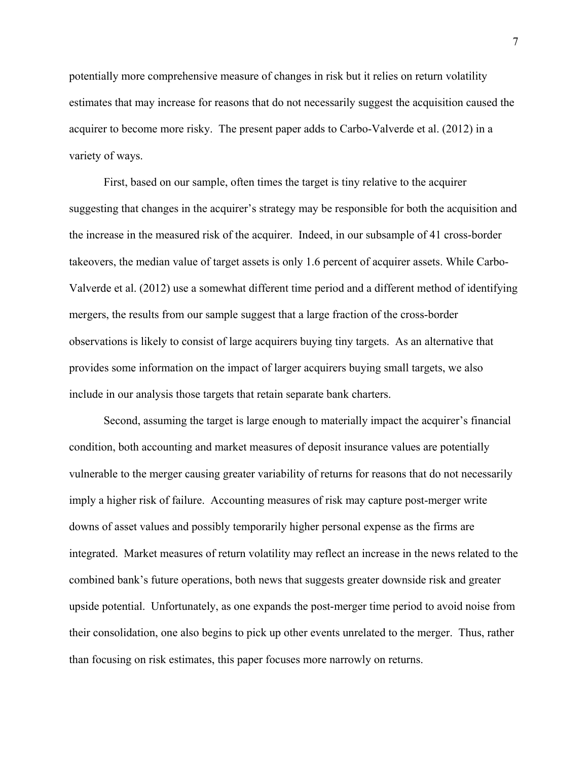potentially more comprehensive measure of changes in risk but it relies on return volatility estimates that may increase for reasons that do not necessarily suggest the acquisition caused the acquirer to become more risky. The present paper adds to Carbo-Valverde et al. (2012) in a variety of ways.

First, based on our sample, often times the target is tiny relative to the acquirer suggesting that changes in the acquirer's strategy may be responsible for both the acquisition and the increase in the measured risk of the acquirer. Indeed, in our subsample of 41 cross-border takeovers, the median value of target assets is only 1.6 percent of acquirer assets. While Carbo-Valverde et al. (2012) use a somewhat different time period and a different method of identifying mergers, the results from our sample suggest that a large fraction of the cross-border observations is likely to consist of large acquirers buying tiny targets. As an alternative that provides some information on the impact of larger acquirers buying small targets, we also include in our analysis those targets that retain separate bank charters.

Second, assuming the target is large enough to materially impact the acquirer's financial condition, both accounting and market measures of deposit insurance values are potentially vulnerable to the merger causing greater variability of returns for reasons that do not necessarily imply a higher risk of failure. Accounting measures of risk may capture post-merger write downs of asset values and possibly temporarily higher personal expense as the firms are integrated. Market measures of return volatility may reflect an increase in the news related to the combined bank's future operations, both news that suggests greater downside risk and greater upside potential. Unfortunately, as one expands the post-merger time period to avoid noise from their consolidation, one also begins to pick up other events unrelated to the merger. Thus, rather than focusing on risk estimates, this paper focuses more narrowly on returns.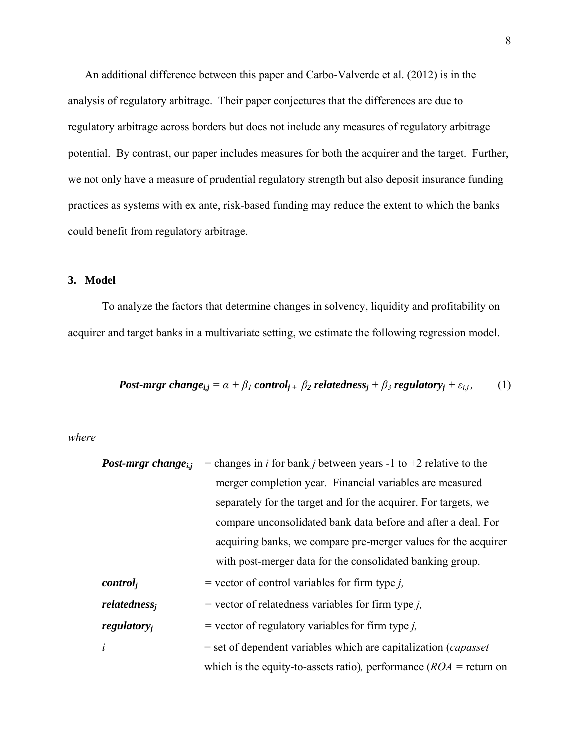An additional difference between this paper and Carbo-Valverde et al. (2012) is in the analysis of regulatory arbitrage. Their paper conjectures that the differences are due to regulatory arbitrage across borders but does not include any measures of regulatory arbitrage potential. By contrast, our paper includes measures for both the acquirer and the target. Further, we not only have a measure of prudential regulatory strength but also deposit insurance funding practices as systems with ex ante, risk-based funding may reduce the extent to which the banks could benefit from regulatory arbitrage.

## 3. Model

To analyze the factors that determine changes in solvency, liquidity and profitability on acquirer and target banks in a multivariate setting, we estimate the following regression model.

$$\textbf{\textit{Post-mrgr change}}_{i,j} = \alpha + \beta_1\, \textbf{\textit{control}}_j + \beta_2\, \textbf{\textit{relatedness}}_j + \beta_3\, \textbf{\textit{regulatory}}_j + \varepsilon_{i,j}\,, \qquad (1)$$

*where*

**_Post-mrgr change$_{i,j}$_** = changes in *i* for bank *j* between years -1 to +2 relative to the merger completion year. Financial variables are measured separately for the target and for the acquirer. For targets, we compare unconsolidated bank data before and after a deal. For acquiring banks, we compare pre-merger values for the acquirer with post-merger data for the consolidated banking group.

**_control$_j$_** = vector of control variables for firm type *j*,

**_relatedness$_j$_** = vector of relatedness variables for firm type *j*,

**_regulatory$_j$_** = vector of regulatory variables for firm type *j*,

*i* = set of dependent variables which are capitalization (*capasset* which is the equity-to-assets ratio), performance (*ROA* = return on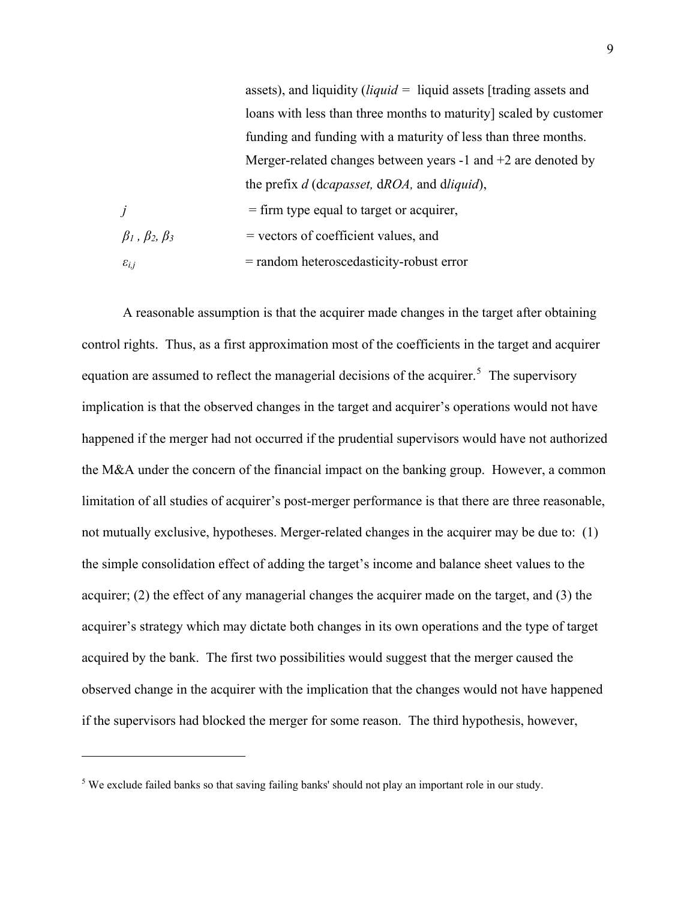assets), and liquidity (*liquid* = liquid assets [trading assets and loans with less than three months to maturity] scaled by customer funding and funding with a maturity of less than three months. Merger-related changes between years -1 and +2 are denoted by the prefix *d* (d*capasset,* d*ROA,* and d*liquid*),

$j$ = firm type equal to target or acquirer,

$\beta_1$ , $\beta_2$, $\beta_3$ = vectors of coefficient values, and

$\varepsilon_{i,j}$ = random heteroscedasticity-robust error

A reasonable assumption is that the acquirer made changes in the target after obtaining control rights. Thus, as a first approximation most of the coefficients in the target and acquirer equation are assumed to reflect the managerial decisions of the acquirer.[5] The supervisory implication is that the observed changes in the target and acquirer's operations would not have happened if the merger had not occurred if the prudential supervisors would have not authorized the M&A under the concern of the financial impact on the banking group. However, a common limitation of all studies of acquirer's post-merger performance is that there are three reasonable, not mutually exclusive, hypotheses. Merger-related changes in the acquirer may be due to: (1) the simple consolidation effect of adding the target's income and balance sheet values to the acquirer; (2) the effect of any managerial changes the acquirer made on the target, and (3) the acquirer's strategy which may dictate both changes in its own operations and the type of target acquired by the bank. The first two possibilities would suggest that the merger caused the observed change in the acquirer with the implication that the changes would not have happened if the supervisors had blocked the merger for some reason. The third hypothesis, however,

[5] We exclude failed banks so that saving failing banks' should not play an important role in our study.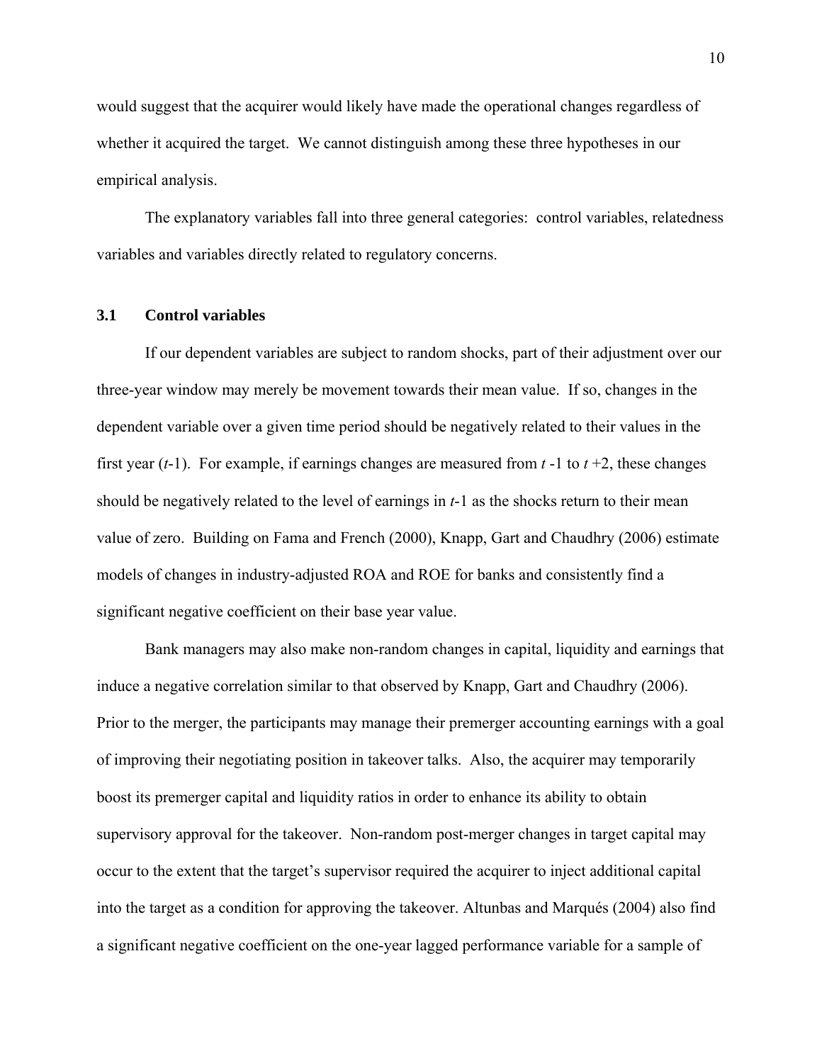would suggest that the acquirer would likely have made the operational changes regardless of whether it acquired the target. We cannot distinguish among these three hypotheses in our empirical analysis.

The explanatory variables fall into three general categories: control variables, relatedness variables and variables directly related to regulatory concerns.

### 3.1 Control variables

If our dependent variables are subject to random shocks, part of their adjustment over our three-year window may merely be movement towards their mean value. If so, changes in the dependent variable over a given time period should be negatively related to their values in the first year ($t$-1). For example, if earnings changes are measured from $t$ -1 to $t$ +2, these changes should be negatively related to the level of earnings in $t$-1 as the shocks return to their mean value of zero. Building on Fama and French (2000), Knapp, Gart and Chaudhry (2006) estimate models of changes in industry-adjusted ROA and ROE for banks and consistently find a significant negative coefficient on their base year value.

Bank managers may also make non-random changes in capital, liquidity and earnings that induce a negative correlation similar to that observed by Knapp, Gart and Chaudhry (2006). Prior to the merger, the participants may manage their premerger accounting earnings with a goal of improving their negotiating position in takeover talks. Also, the acquirer may temporarily boost its premerger capital and liquidity ratios in order to enhance its ability to obtain supervisory approval for the takeover. Non-random post-merger changes in target capital may occur to the extent that the target's supervisor required the acquirer to inject additional capital into the target as a condition for approving the takeover. Altunbas and Marqués (2004) also find a significant negative coefficient on the one-year lagged performance variable for a sample of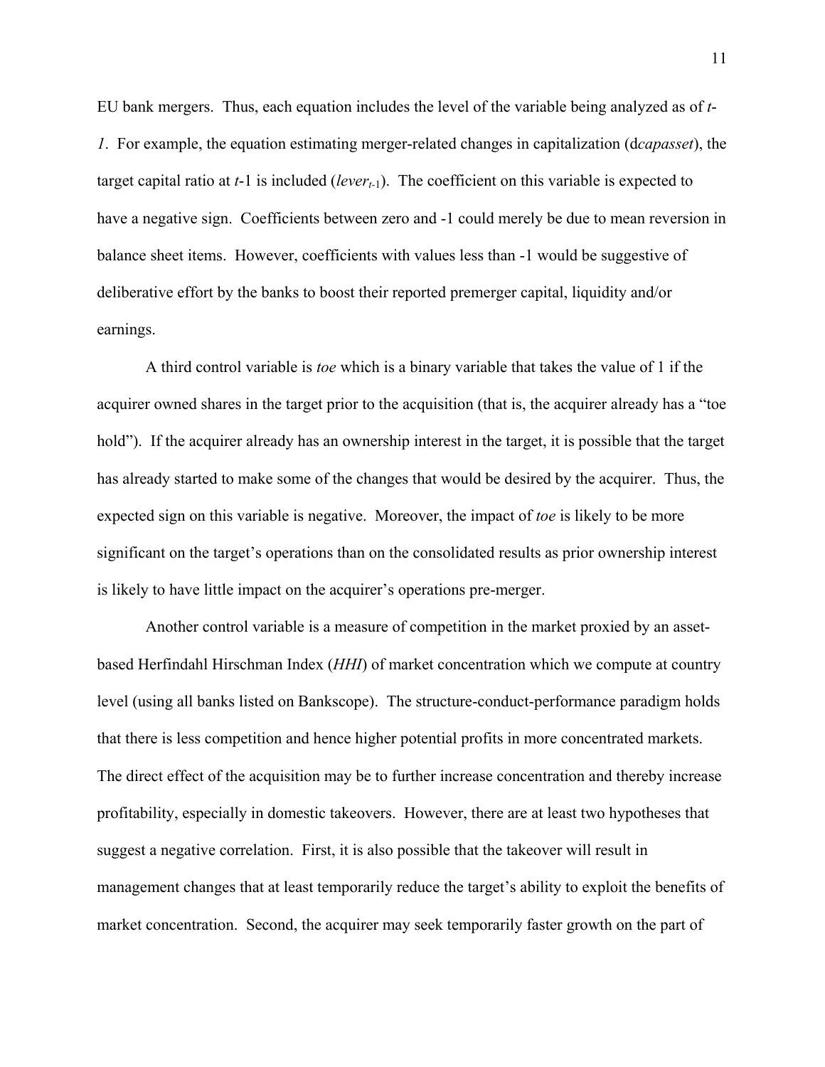EU bank mergers. Thus, each equation includes the level of the variable being analyzed as of *t-1*. For example, the equation estimating merger-related changes in capitalization (d*capasset*), the target capital ratio at *t*-1 is included ($lever_{t-1}$). The coefficient on this variable is expected to have a negative sign. Coefficients between zero and -1 could merely be due to mean reversion in balance sheet items. However, coefficients with values less than -1 would be suggestive of deliberative effort by the banks to boost their reported premerger capital, liquidity and/or earnings.

A third control variable is *toe* which is a binary variable that takes the value of 1 if the acquirer owned shares in the target prior to the acquisition (that is, the acquirer already has a "toe hold"). If the acquirer already has an ownership interest in the target, it is possible that the target has already started to make some of the changes that would be desired by the acquirer. Thus, the expected sign on this variable is negative. Moreover, the impact of *toe* is likely to be more significant on the target's operations than on the consolidated results as prior ownership interest is likely to have little impact on the acquirer's operations pre-merger.

Another control variable is a measure of competition in the market proxied by an asset-based Herfindahl Hirschman Index (*HHI*) of market concentration which we compute at country level (using all banks listed on Bankscope). The structure-conduct-performance paradigm holds that there is less competition and hence higher potential profits in more concentrated markets. The direct effect of the acquisition may be to further increase concentration and thereby increase profitability, especially in domestic takeovers. However, there are at least two hypotheses that suggest a negative correlation. First, it is also possible that the takeover will result in management changes that at least temporarily reduce the target's ability to exploit the benefits of market concentration. Second, the acquirer may seek temporarily faster growth on the part of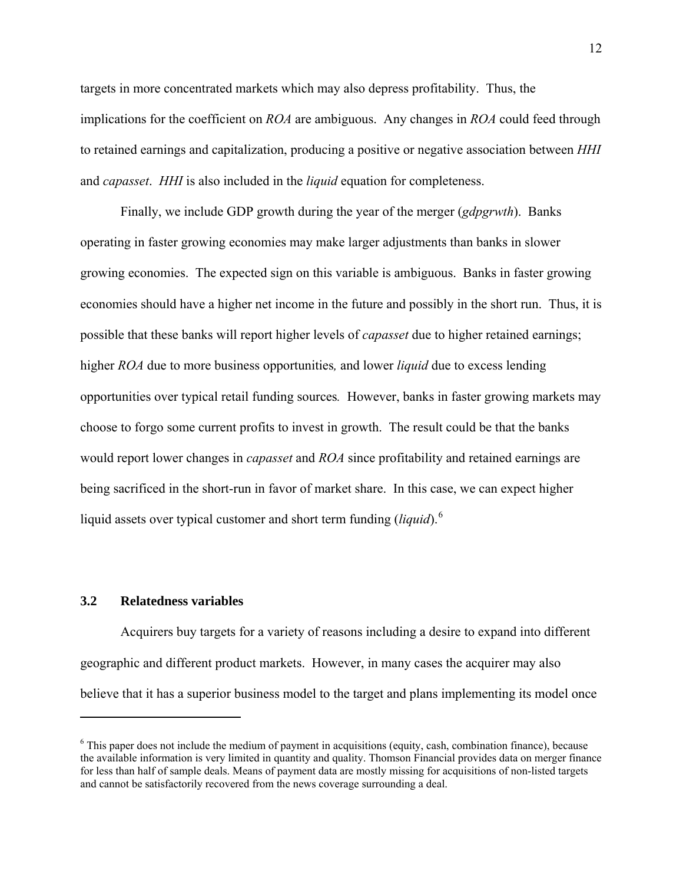targets in more concentrated markets which may also depress profitability. Thus, the implications for the coefficient on *ROA* are ambiguous. Any changes in *ROA* could feed through to retained earnings and capitalization, producing a positive or negative association between *HHI* and *capasset*. *HHI* is also included in the *liquid* equation for completeness.

Finally, we include GDP growth during the year of the merger (*gdpgrwth*). Banks operating in faster growing economies may make larger adjustments than banks in slower growing economies. The expected sign on this variable is ambiguous. Banks in faster growing economies should have a higher net income in the future and possibly in the short run. Thus, it is possible that these banks will report higher levels of *capasset* due to higher retained earnings; higher *ROA* due to more business opportunities*,* and lower *liquid* due to excess lending opportunities over typical retail funding sources*.* However, banks in faster growing markets may choose to forgo some current profits to invest in growth. The result could be that the banks would report lower changes in *capasset* and *ROA* since profitability and retained earnings are being sacrificed in the short-run in favor of market share. In this case, we can expect higher liquid assets over typical customer and short term funding (*liquid*).[6]

### 3.2 Relatedness variables

Acquirers buy targets for a variety of reasons including a desire to expand into different geographic and different product markets. However, in many cases the acquirer may also believe that it has a superior business model to the target and plans implementing its model once

---

[6] This paper does not include the medium of payment in acquisitions (equity, cash, combination finance), because the available information is very limited in quantity and quality. Thomson Financial provides data on merger finance for less than half of sample deals. Means of payment data are mostly missing for acquisitions of non-listed targets and cannot be satisfactorily recovered from the news coverage surrounding a deal.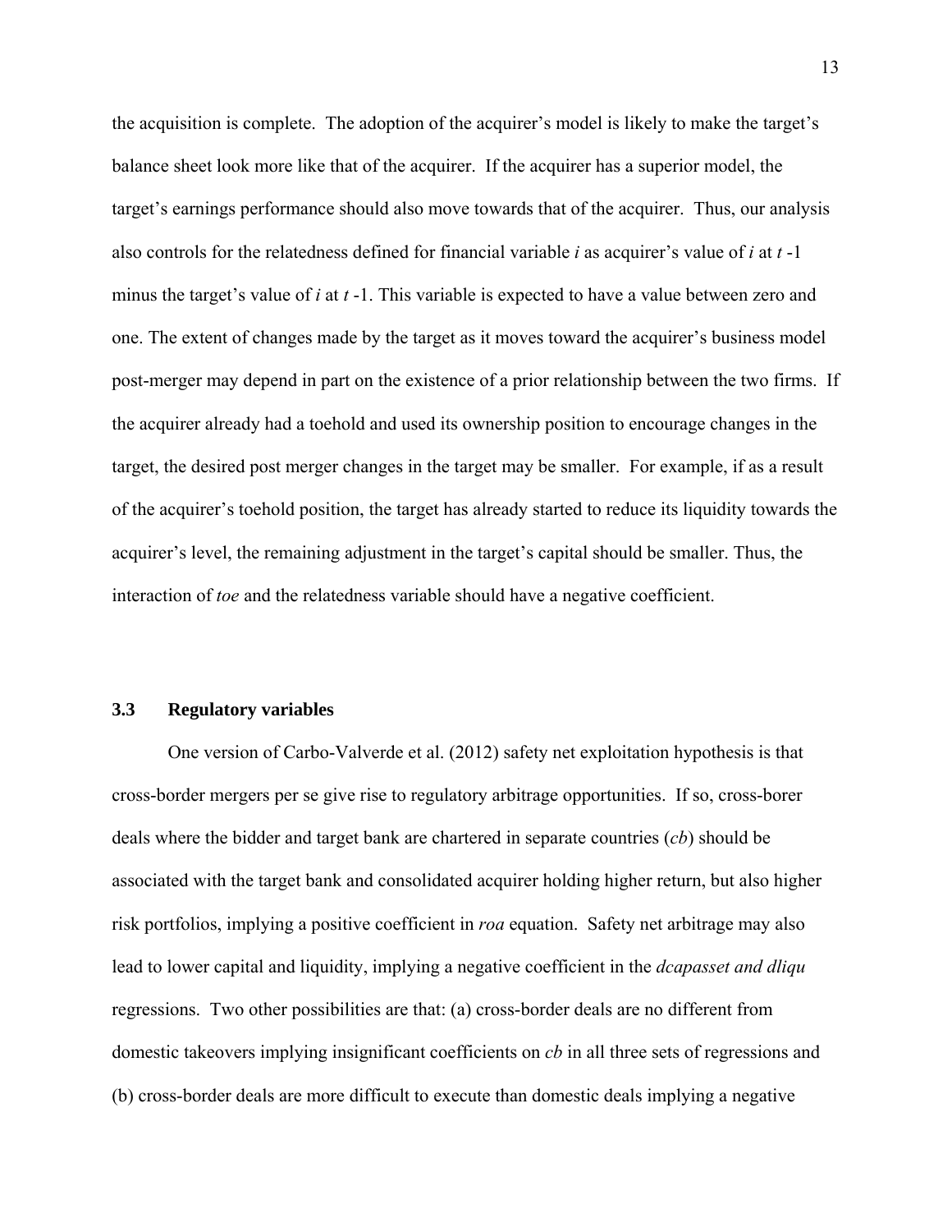the acquisition is complete. The adoption of the acquirer's model is likely to make the target's balance sheet look more like that of the acquirer. If the acquirer has a superior model, the target's earnings performance should also move towards that of the acquirer. Thus, our analysis also controls for the relatedness defined for financial variable *i* as acquirer's value of *i* at *t* -1 minus the target's value of *i* at *t* -1. This variable is expected to have a value between zero and one. The extent of changes made by the target as it moves toward the acquirer's business model post-merger may depend in part on the existence of a prior relationship between the two firms. If the acquirer already had a toehold and used its ownership position to encourage changes in the target, the desired post merger changes in the target may be smaller. For example, if as a result of the acquirer's toehold position, the target has already started to reduce its liquidity towards the acquirer's level, the remaining adjustment in the target's capital should be smaller. Thus, the interaction of *toe* and the relatedness variable should have a negative coefficient.

### 3.3 Regulatory variables

One version of Carbo-Valverde et al. (2012) safety net exploitation hypothesis is that cross-border mergers per se give rise to regulatory arbitrage opportunities. If so, cross-borer deals where the bidder and target bank are chartered in separate countries (*cb*) should be associated with the target bank and consolidated acquirer holding higher return, but also higher risk portfolios, implying a positive coefficient in *roa* equation. Safety net arbitrage may also lead to lower capital and liquidity, implying a negative coefficient in the *dcapasset and dliqu* regressions. Two other possibilities are that: (a) cross-border deals are no different from domestic takeovers implying insignificant coefficients on *cb* in all three sets of regressions and (b) cross-border deals are more difficult to execute than domestic deals implying a negative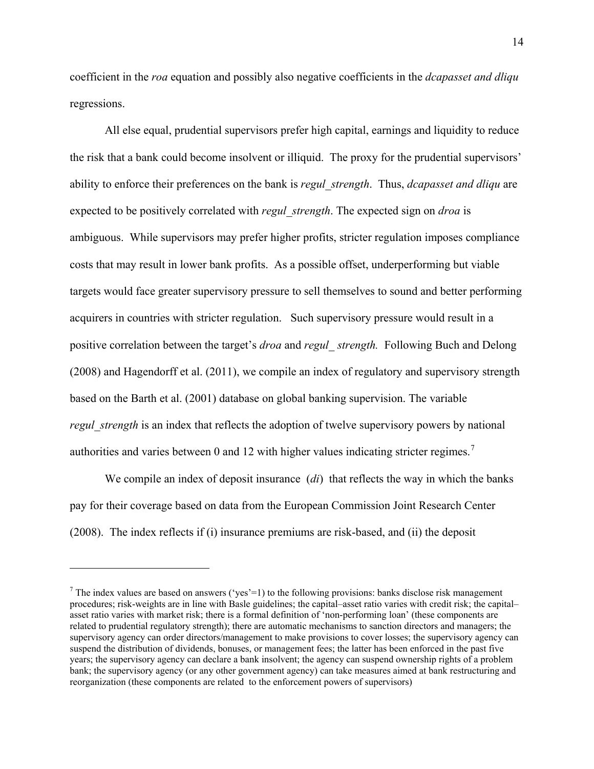coefficient in the *roa* equation and possibly also negative coefficients in the *dcapasset and dliqu* regressions.

All else equal, prudential supervisors prefer high capital, earnings and liquidity to reduce the risk that a bank could become insolvent or illiquid. The proxy for the prudential supervisors' ability to enforce their preferences on the bank is *regul_strength*. Thus, *dcapasset and dliqu* are expected to be positively correlated with *regul_strength*. The expected sign on *droa* is ambiguous. While supervisors may prefer higher profits, stricter regulation imposes compliance costs that may result in lower bank profits. As a possible offset, underperforming but viable targets would face greater supervisory pressure to sell themselves to sound and better performing acquirers in countries with stricter regulation. Such supervisory pressure would result in a positive correlation between the target's *droa* and *regul_ strength.* Following Buch and Delong (2008) and Hagendorff et al. (2011), we compile an index of regulatory and supervisory strength based on the Barth et al. (2001) database on global banking supervision. The variable *regul_strength* is an index that reflects the adoption of twelve supervisory powers by national authorities and varies between 0 and 12 with higher values indicating stricter regimes.[7]

We compile an index of deposit insurance (*di*) that reflects the way in which the banks pay for their coverage based on data from the European Commission Joint Research Center (2008). The index reflects if (i) insurance premiums are risk-based, and (ii) the deposit

---

[7] The index values are based on answers ('yes'=1) to the following provisions: banks disclose risk management procedures; risk-weights are in line with Basle guidelines; the capital–asset ratio varies with credit risk; the capital–asset ratio varies with market risk; there is a formal definition of 'non-performing loan' (these components are related to prudential regulatory strength); there are automatic mechanisms to sanction directors and managers; the supervisory agency can order directors/management to make provisions to cover losses; the supervisory agency can suspend the distribution of dividends, bonuses, or management fees; the latter has been enforced in the past five years; the supervisory agency can declare a bank insolvent; the agency can suspend ownership rights of a problem bank; the supervisory agency (or any other government agency) can take measures aimed at bank restructuring and reorganization (these components are related to the enforcement powers of supervisors)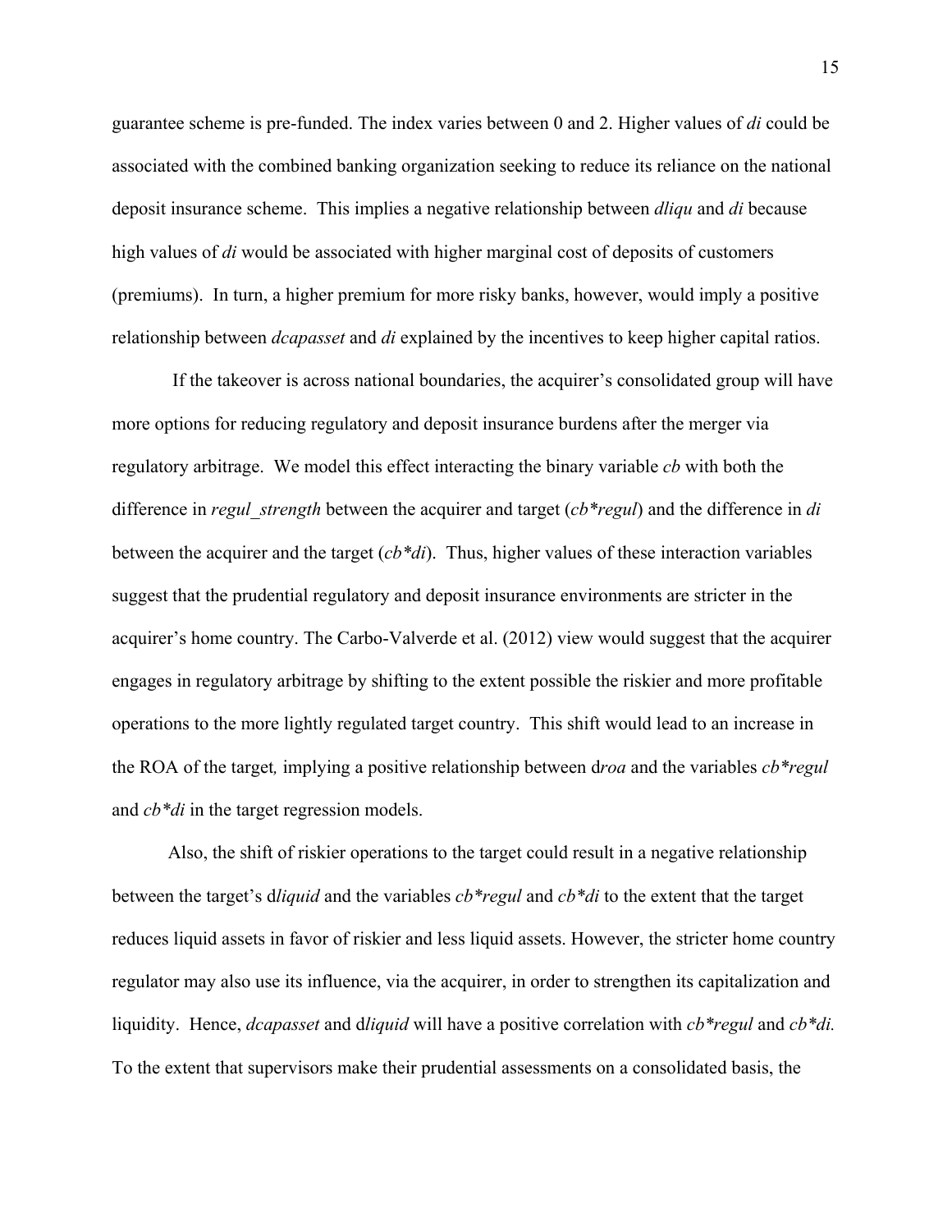guarantee scheme is pre-funded. The index varies between 0 and 2. Higher values of *di* could be associated with the combined banking organization seeking to reduce its reliance on the national deposit insurance scheme. This implies a negative relationship between *dliqu* and *di* because high values of *di* would be associated with higher marginal cost of deposits of customers (premiums). In turn, a higher premium for more risky banks, however, would imply a positive relationship between *dcapasset* and *di* explained by the incentives to keep higher capital ratios.

If the takeover is across national boundaries, the acquirer's consolidated group will have more options for reducing regulatory and deposit insurance burdens after the merger via regulatory arbitrage. We model this effect interacting the binary variable *cb* with both the difference in *regul_strength* between the acquirer and target (*cb*regul*) and the difference in *di* between the acquirer and the target (*cb*di*). Thus, higher values of these interaction variables suggest that the prudential regulatory and deposit insurance environments are stricter in the acquirer's home country. The Carbo-Valverde et al. (2012) view would suggest that the acquirer engages in regulatory arbitrage by shifting to the extent possible the riskier and more profitable operations to the more lightly regulated target country. This shift would lead to an increase in the ROA of the target, implying a positive relationship between d*roa* and the variables *cb*regul* and *cb*di* in the target regression models.

Also, the shift of riskier operations to the target could result in a negative relationship between the target's d*liquid* and the variables *cb*regul* and *cb*di* to the extent that the target reduces liquid assets in favor of riskier and less liquid assets. However, the stricter home country regulator may also use its influence, via the acquirer, in order to strengthen its capitalization and liquidity. Hence, *dcapasset* and d*liquid* will have a positive correlation with *cb*regul* and *cb*di.* To the extent that supervisors make their prudential assessments on a consolidated basis, the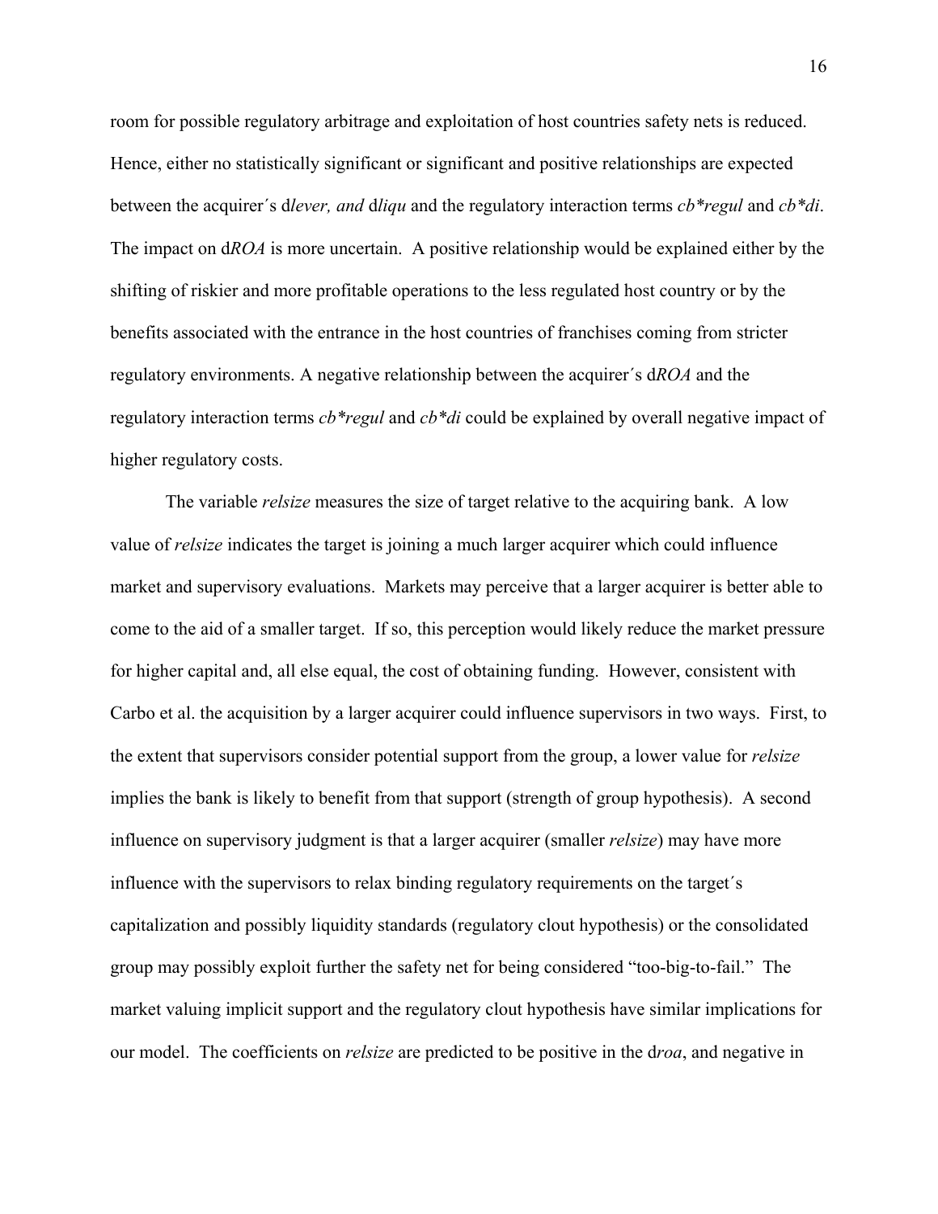room for possible regulatory arbitrage and exploitation of host countries safety nets is reduced. Hence, either no statistically significant or significant and positive relationships are expected between the acquirer´s d*lever, and* d*liqu* and the regulatory interaction terms *cb*regul* and *cb*di*. The impact on d*ROA* is more uncertain. A positive relationship would be explained either by the shifting of riskier and more profitable operations to the less regulated host country or by the benefits associated with the entrance in the host countries of franchises coming from stricter regulatory environments. A negative relationship between the acquirer´s d*ROA* and the regulatory interaction terms *cb*regul* and *cb*di* could be explained by overall negative impact of higher regulatory costs.

The variable *relsize* measures the size of target relative to the acquiring bank. A low value of *relsize* indicates the target is joining a much larger acquirer which could influence market and supervisory evaluations. Markets may perceive that a larger acquirer is better able to come to the aid of a smaller target. If so, this perception would likely reduce the market pressure for higher capital and, all else equal, the cost of obtaining funding. However, consistent with Carbo et al. the acquisition by a larger acquirer could influence supervisors in two ways. First, to the extent that supervisors consider potential support from the group, a lower value for *relsize* implies the bank is likely to benefit from that support (strength of group hypothesis). A second influence on supervisory judgment is that a larger acquirer (smaller *relsize*) may have more influence with the supervisors to relax binding regulatory requirements on the target´s capitalization and possibly liquidity standards (regulatory clout hypothesis) or the consolidated group may possibly exploit further the safety net for being considered "too-big-to-fail." The market valuing implicit support and the regulatory clout hypothesis have similar implications for our model. The coefficients on *relsize* are predicted to be positive in the d*roa*, and negative in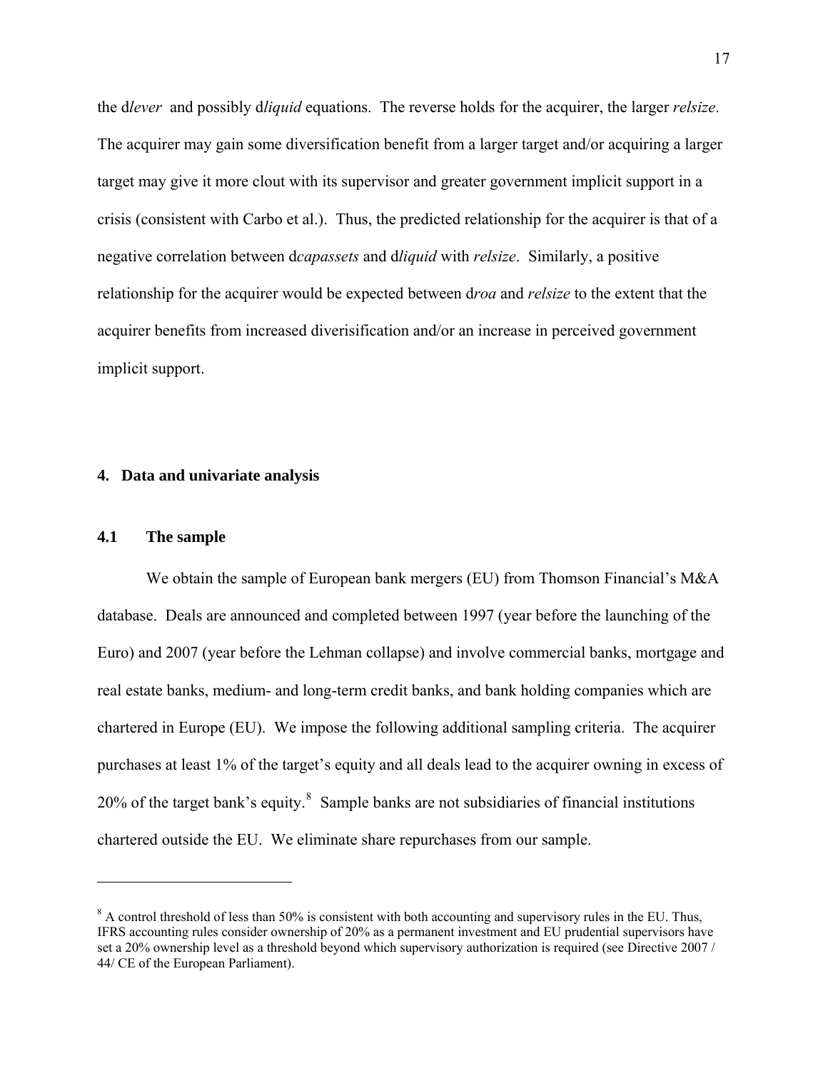the d*lever* and possibly d*liquid* equations. The reverse holds for the acquirer, the larger *relsize*. The acquirer may gain some diversification benefit from a larger target and/or acquiring a larger target may give it more clout with its supervisor and greater government implicit support in a crisis (consistent with Carbo et al.). Thus, the predicted relationship for the acquirer is that of a negative correlation between d*capassets* and d*liquid* with *relsize*. Similarly, a positive relationship for the acquirer would be expected between d*roa* and *relsize* to the extent that the acquirer benefits from increased diverisification and/or an increase in perceived government implicit support.

## 4. Data and univariate analysis

### 4.1 The sample

We obtain the sample of European bank mergers (EU) from Thomson Financial's M&A database. Deals are announced and completed between 1997 (year before the launching of the Euro) and 2007 (year before the Lehman collapse) and involve commercial banks, mortgage and real estate banks, medium- and long-term credit banks, and bank holding companies which are chartered in Europe (EU). We impose the following additional sampling criteria. The acquirer purchases at least 1% of the target's equity and all deals lead to the acquirer owning in excess of 20% of the target bank's equity.[8] Sample banks are not subsidiaries of financial institutions chartered outside the EU. We eliminate share repurchases from our sample.

[8] A control threshold of less than 50% is consistent with both accounting and supervisory rules in the EU. Thus, IFRS accounting rules consider ownership of 20% as a permanent investment and EU prudential supervisors have set a 20% ownership level as a threshold beyond which supervisory authorization is required (see Directive 2007 / 44/ CE of the European Parliament).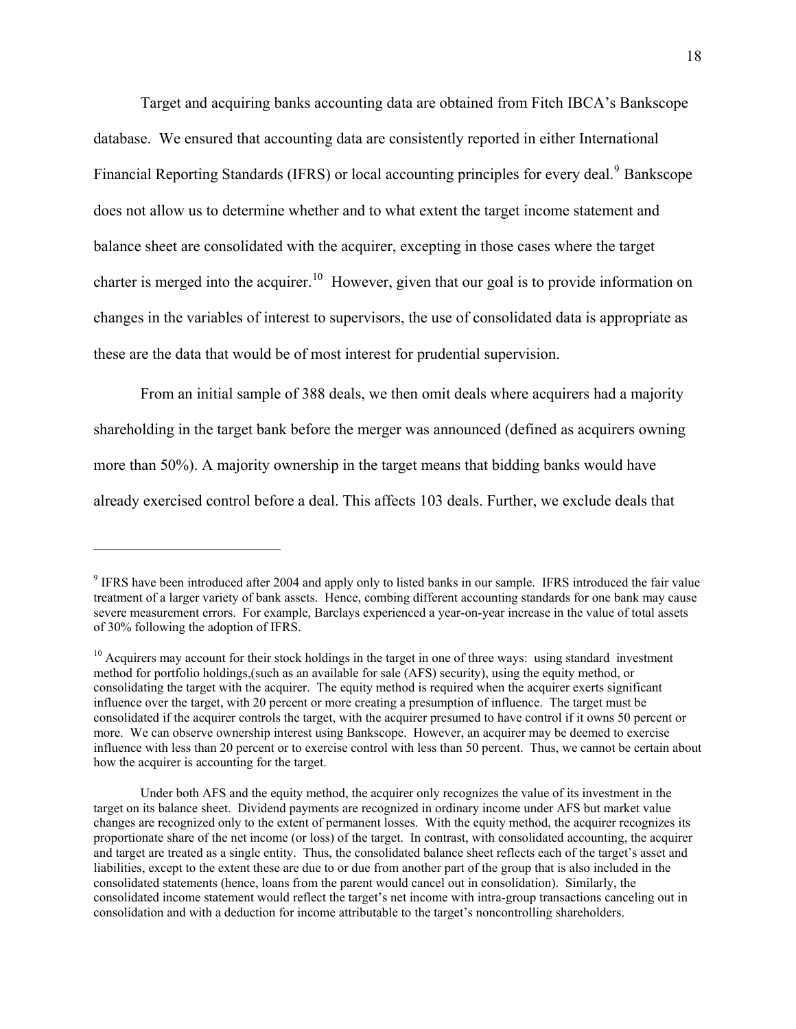Target and acquiring banks accounting data are obtained from Fitch IBCA's Bankscope database. We ensured that accounting data are consistently reported in either International Financial Reporting Standards (IFRS) or local accounting principles for every deal.[9] Bankscope does not allow us to determine whether and to what extent the target income statement and balance sheet are consolidated with the acquirer, excepting in those cases where the target charter is merged into the acquirer.[10] However, given that our goal is to provide information on changes in the variables of interest to supervisors, the use of consolidated data is appropriate as these are the data that would be of most interest for prudential supervision.

From an initial sample of 388 deals, we then omit deals where acquirers had a majority shareholding in the target bank before the merger was announced (defined as acquirers owning more than 50%). A majority ownership in the target means that bidding banks would have already exercised control before a deal. This affects 103 deals. Further, we exclude deals that

---

[9] IFRS have been introduced after 2004 and apply only to listed banks in our sample. IFRS introduced the fair value treatment of a larger variety of bank assets. Hence, combing different accounting standards for one bank may cause severe measurement errors. For example, Barclays experienced a year-on-year increase in the value of total assets of 30% following the adoption of IFRS.

[10] Acquirers may account for their stock holdings in the target in one of three ways: using standard investment method for portfolio holdings,(such as an available for sale (AFS) security), using the equity method, or consolidating the target with the acquirer. The equity method is required when the acquirer exerts significant influence over the target, with 20 percent or more creating a presumption of influence. The target must be consolidated if the acquirer controls the target, with the acquirer presumed to have control if it owns 50 percent or more. We can observe ownership interest using Bankscope. However, an acquirer may be deemed to exercise influence with less than 20 percent or to exercise control with less than 50 percent. Thus, we cannot be certain about how the acquirer is accounting for the target.

Under both AFS and the equity method, the acquirer only recognizes the value of its investment in the target on its balance sheet. Dividend payments are recognized in ordinary income under AFS but market value changes are recognized only to the extent of permanent losses. With the equity method, the acquirer recognizes its proportionate share of the net income (or loss) of the target. In contrast, with consolidated accounting, the acquirer and target are treated as a single entity. Thus, the consolidated balance sheet reflects each of the target's asset and liabilities, except to the extent these are due to or due from another part of the group that is also included in the consolidated statements (hence, loans from the parent would cancel out in consolidation). Similarly, the consolidated income statement would reflect the target's net income with intra-group transactions canceling out in consolidation and with a deduction for income attributable to the target's noncontrolling shareholders.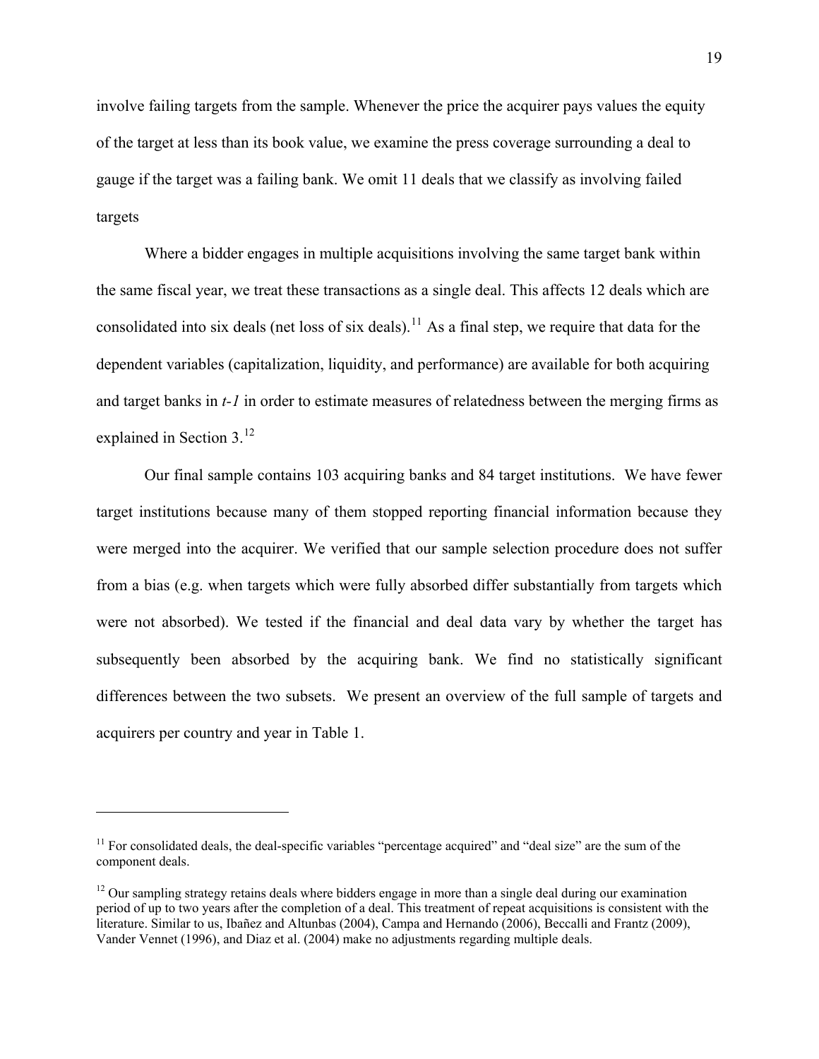involve failing targets from the sample. Whenever the price the acquirer pays values the equity of the target at less than its book value, we examine the press coverage surrounding a deal to gauge if the target was a failing bank. We omit 11 deals that we classify as involving failed targets

Where a bidder engages in multiple acquisitions involving the same target bank within the same fiscal year, we treat these transactions as a single deal. This affects 12 deals which are consolidated into six deals (net loss of six deals).[11] As a final step, we require that data for the dependent variables (capitalization, liquidity, and performance) are available for both acquiring and target banks in *t-1* in order to estimate measures of relatedness between the merging firms as explained in Section 3.[12]

Our final sample contains 103 acquiring banks and 84 target institutions. We have fewer target institutions because many of them stopped reporting financial information because they were merged into the acquirer. We verified that our sample selection procedure does not suffer from a bias (e.g. when targets which were fully absorbed differ substantially from targets which were not absorbed). We tested if the financial and deal data vary by whether the target has subsequently been absorbed by the acquiring bank. We find no statistically significant differences between the two subsets. We present an overview of the full sample of targets and acquirers per country and year in Table 1.

---

[11] For consolidated deals, the deal-specific variables "percentage acquired" and "deal size" are the sum of the component deals.

[12] Our sampling strategy retains deals where bidders engage in more than a single deal during our examination period of up to two years after the completion of a deal. This treatment of repeat acquisitions is consistent with the literature. Similar to us, Ibañez and Altunbas (2004), Campa and Hernando (2006), Beccalli and Frantz (2009), Vander Vennet (1996), and Diaz et al. (2004) make no adjustments regarding multiple deals.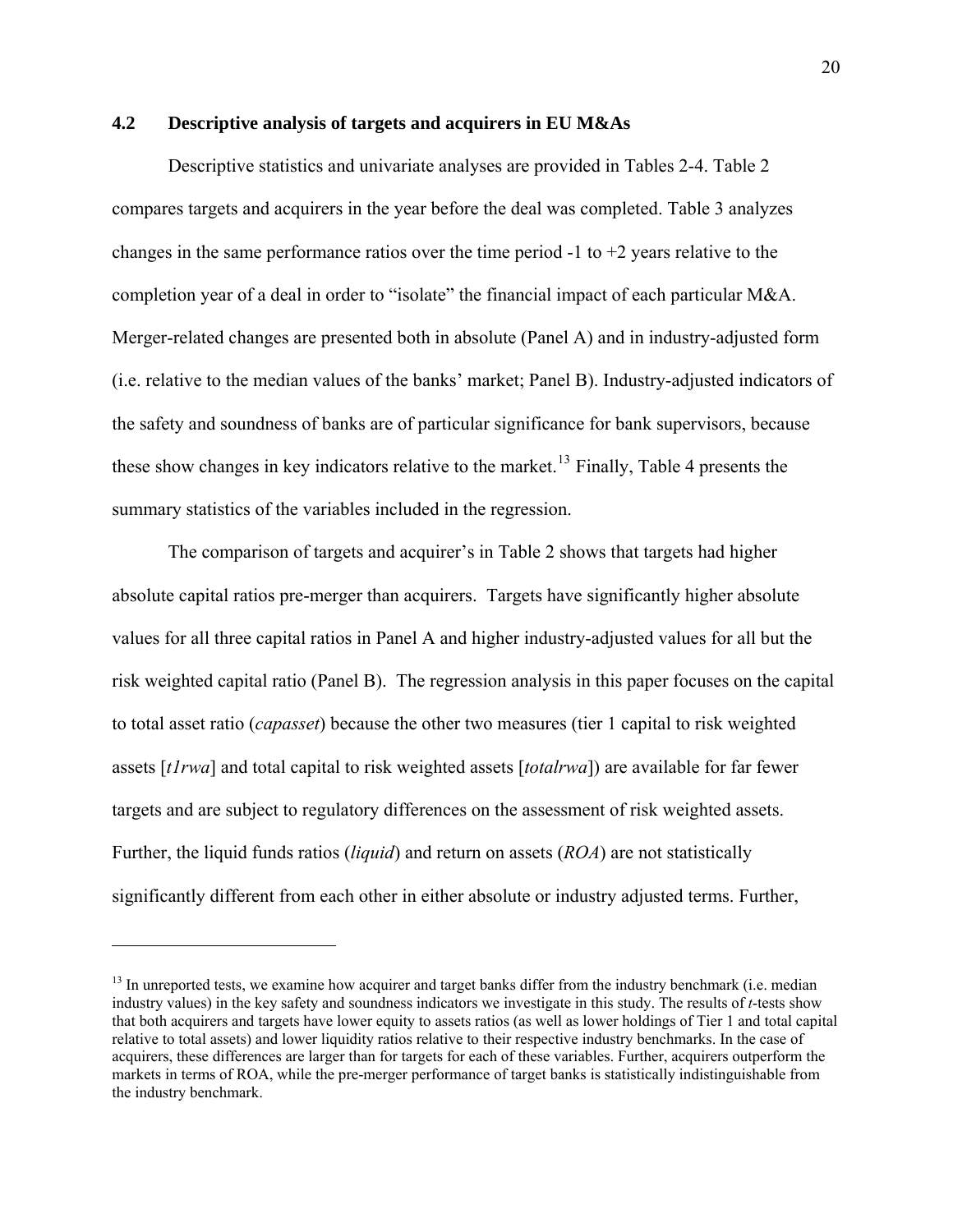## 4.2 Descriptive analysis of targets and acquirers in EU M&As

Descriptive statistics and univariate analyses are provided in Tables 2-4. Table 2 compares targets and acquirers in the year before the deal was completed. Table 3 analyzes changes in the same performance ratios over the time period -1 to +2 years relative to the completion year of a deal in order to "isolate" the financial impact of each particular M&A. Merger-related changes are presented both in absolute (Panel A) and in industry-adjusted form (i.e. relative to the median values of the banks' market; Panel B). Industry-adjusted indicators of the safety and soundness of banks are of particular significance for bank supervisors, because these show changes in key indicators relative to the market.[13] Finally, Table 4 presents the summary statistics of the variables included in the regression.

The comparison of targets and acquirer's in Table 2 shows that targets had higher absolute capital ratios pre-merger than acquirers. Targets have significantly higher absolute values for all three capital ratios in Panel A and higher industry-adjusted values for all but the risk weighted capital ratio (Panel B). The regression analysis in this paper focuses on the capital to total asset ratio (*capasset*) because the other two measures (tier 1 capital to risk weighted assets [*t1rwa*] and total capital to risk weighted assets [*totalrwa*]) are available for far fewer targets and are subject to regulatory differences on the assessment of risk weighted assets. Further, the liquid funds ratios (*liquid*) and return on assets (*ROA*) are not statistically significantly different from each other in either absolute or industry adjusted terms. Further,

---

[13] In unreported tests, we examine how acquirer and target banks differ from the industry benchmark (i.e. median industry values) in the key safety and soundness indicators we investigate in this study. The results of *t*-tests show that both acquirers and targets have lower equity to assets ratios (as well as lower holdings of Tier 1 and total capital relative to total assets) and lower liquidity ratios relative to their respective industry benchmarks. In the case of acquirers, these differences are larger than for targets for each of these variables. Further, acquirers outperform the markets in terms of ROA, while the pre-merger performance of target banks is statistically indistinguishable from the industry benchmark.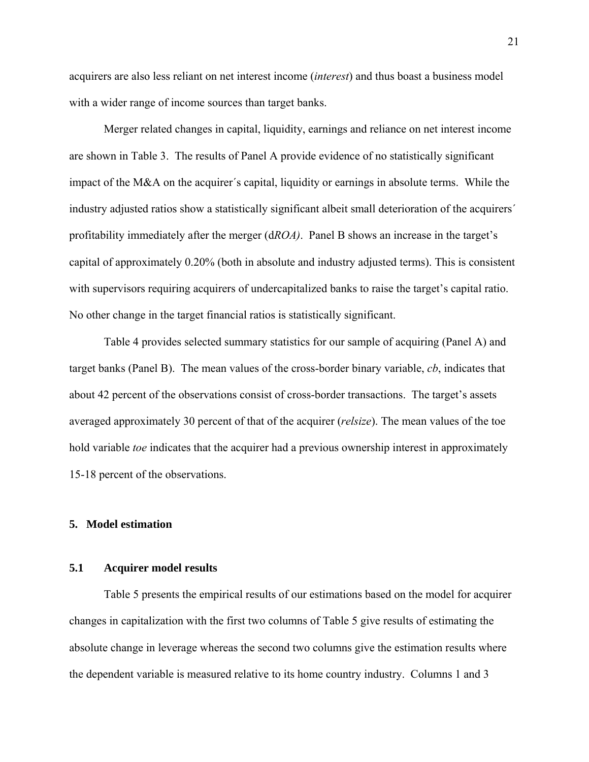acquirers are also less reliant on net interest income (*interest*) and thus boast a business model with a wider range of income sources than target banks.

Merger related changes in capital, liquidity, earnings and reliance on net interest income are shown in Table 3. The results of Panel A provide evidence of no statistically significant impact of the M&A on the acquirer´s capital, liquidity or earnings in absolute terms. While the industry adjusted ratios show a statistically significant albeit small deterioration of the acquirers´ profitability immediately after the merger (d*ROA)*. Panel B shows an increase in the target's capital of approximately 0.20% (both in absolute and industry adjusted terms). This is consistent with supervisors requiring acquirers of undercapitalized banks to raise the target's capital ratio. No other change in the target financial ratios is statistically significant.

Table 4 provides selected summary statistics for our sample of acquiring (Panel A) and target banks (Panel B). The mean values of the cross-border binary variable, *cb*, indicates that about 42 percent of the observations consist of cross-border transactions. The target's assets averaged approximately 30 percent of that of the acquirer (*relsize*). The mean values of the toe hold variable *toe* indicates that the acquirer had a previous ownership interest in approximately 15-18 percent of the observations.

## 5. Model estimation

### 5.1 Acquirer model results

Table 5 presents the empirical results of our estimations based on the model for acquirer changes in capitalization with the first two columns of Table 5 give results of estimating the absolute change in leverage whereas the second two columns give the estimation results where the dependent variable is measured relative to its home country industry. Columns 1 and 3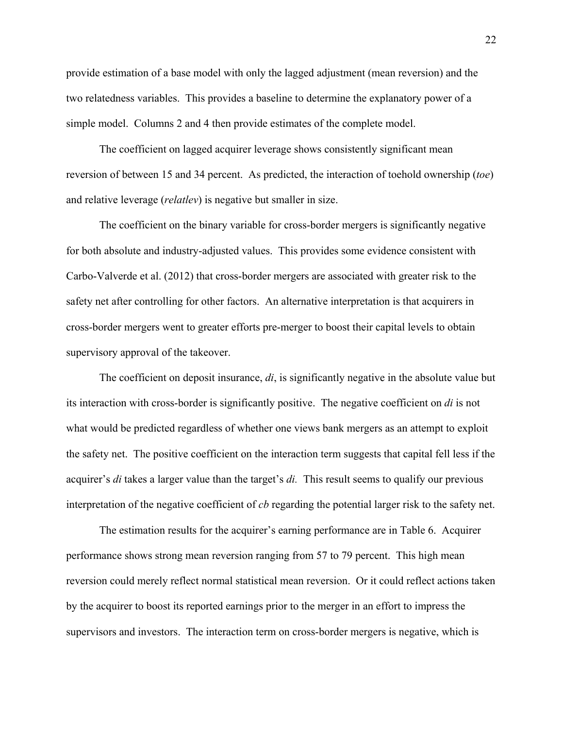provide estimation of a base model with only the lagged adjustment (mean reversion) and the two relatedness variables. This provides a baseline to determine the explanatory power of a simple model. Columns 2 and 4 then provide estimates of the complete model.

The coefficient on lagged acquirer leverage shows consistently significant mean reversion of between 15 and 34 percent. As predicted, the interaction of toehold ownership (*toe*) and relative leverage (*relatlev*) is negative but smaller in size.

The coefficient on the binary variable for cross-border mergers is significantly negative for both absolute and industry-adjusted values. This provides some evidence consistent with Carbo-Valverde et al. (2012) that cross-border mergers are associated with greater risk to the safety net after controlling for other factors. An alternative interpretation is that acquirers in cross-border mergers went to greater efforts pre-merger to boost their capital levels to obtain supervisory approval of the takeover.

The coefficient on deposit insurance, *di*, is significantly negative in the absolute value but its interaction with cross-border is significantly positive. The negative coefficient on *di* is not what would be predicted regardless of whether one views bank mergers as an attempt to exploit the safety net. The positive coefficient on the interaction term suggests that capital fell less if the acquirer's *di* takes a larger value than the target's *di.* This result seems to qualify our previous interpretation of the negative coefficient of *cb* regarding the potential larger risk to the safety net.

The estimation results for the acquirer's earning performance are in Table 6. Acquirer performance shows strong mean reversion ranging from 57 to 79 percent. This high mean reversion could merely reflect normal statistical mean reversion. Or it could reflect actions taken by the acquirer to boost its reported earnings prior to the merger in an effort to impress the supervisors and investors. The interaction term on cross-border mergers is negative, which is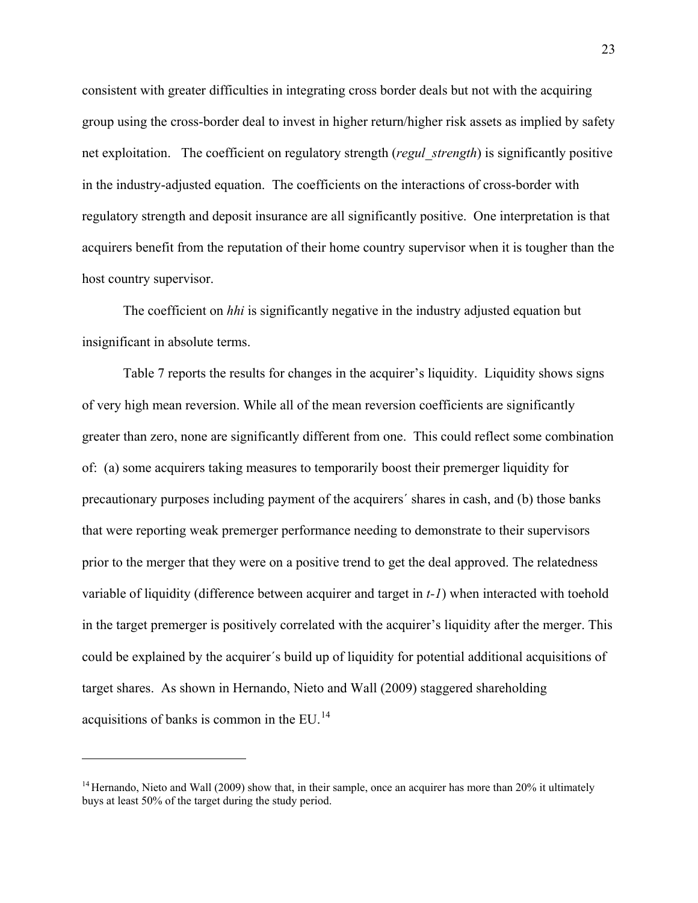consistent with greater difficulties in integrating cross border deals but not with the acquiring group using the cross-border deal to invest in higher return/higher risk assets as implied by safety net exploitation. The coefficient on regulatory strength (*regul_strength*) is significantly positive in the industry-adjusted equation. The coefficients on the interactions of cross-border with regulatory strength and deposit insurance are all significantly positive. One interpretation is that acquirers benefit from the reputation of their home country supervisor when it is tougher than the host country supervisor.

The coefficient on *hhi* is significantly negative in the industry adjusted equation but insignificant in absolute terms.

Table 7 reports the results for changes in the acquirer's liquidity. Liquidity shows signs of very high mean reversion. While all of the mean reversion coefficients are significantly greater than zero, none are significantly different from one. This could reflect some combination of: (a) some acquirers taking measures to temporarily boost their premerger liquidity for precautionary purposes including payment of the acquirers´ shares in cash, and (b) those banks that were reporting weak premerger performance needing to demonstrate to their supervisors prior to the merger that they were on a positive trend to get the deal approved. The relatedness variable of liquidity (difference between acquirer and target in *t-1*) when interacted with toehold in the target premerger is positively correlated with the acquirer's liquidity after the merger. This could be explained by the acquirer´s build up of liquidity for potential additional acquisitions of target shares. As shown in Hernando, Nieto and Wall (2009) staggered shareholding acquisitions of banks is common in the EU.[14]

---

[14] Hernando, Nieto and Wall (2009) show that, in their sample, once an acquirer has more than 20% it ultimately buys at least 50% of the target during the study period.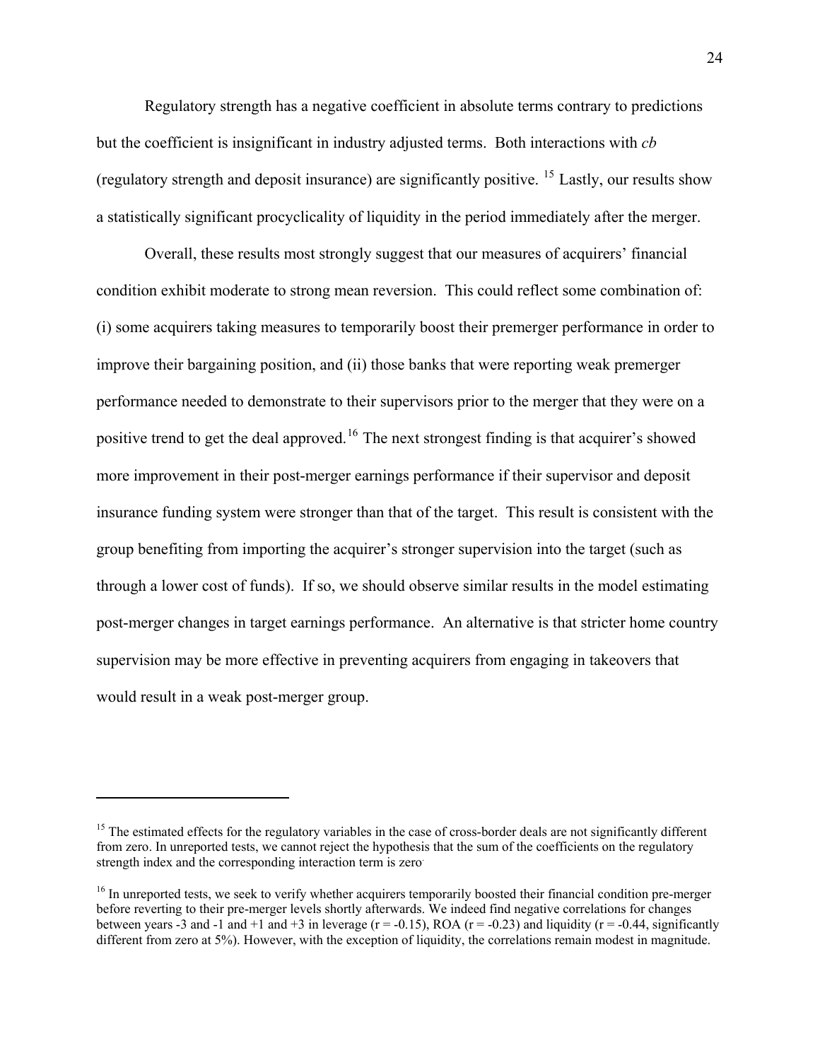Regulatory strength has a negative coefficient in absolute terms contrary to predictions but the coefficient is insignificant in industry adjusted terms. Both interactions with *cb* (regulatory strength and deposit insurance) are significantly positive. [15] Lastly, our results show a statistically significant procyclicality of liquidity in the period immediately after the merger.

Overall, these results most strongly suggest that our measures of acquirers' financial condition exhibit moderate to strong mean reversion. This could reflect some combination of: (i) some acquirers taking measures to temporarily boost their premerger performance in order to improve their bargaining position, and (ii) those banks that were reporting weak premerger performance needed to demonstrate to their supervisors prior to the merger that they were on a positive trend to get the deal approved.[16] The next strongest finding is that acquirer's showed more improvement in their post-merger earnings performance if their supervisor and deposit insurance funding system were stronger than that of the target. This result is consistent with the group benefiting from importing the acquirer's stronger supervision into the target (such as through a lower cost of funds). If so, we should observe similar results in the model estimating post-merger changes in target earnings performance. An alternative is that stricter home country supervision may be more effective in preventing acquirers from engaging in takeovers that would result in a weak post-merger group.

---

[15] The estimated effects for the regulatory variables in the case of cross-border deals are not significantly different from zero. In unreported tests, we cannot reject the hypothesis that the sum of the coefficients on the regulatory strength index and the corresponding interaction term is zero.

[16] In unreported tests, we seek to verify whether acquirers temporarily boosted their financial condition pre-merger before reverting to their pre-merger levels shortly afterwards. We indeed find negative correlations for changes between years -3 and -1 and +1 and +3 in leverage ($r = -0.15$), ROA ($r = -0.23$) and liquidity ($r = -0.44$, significantly different from zero at 5%). However, with the exception of liquidity, the correlations remain modest in magnitude.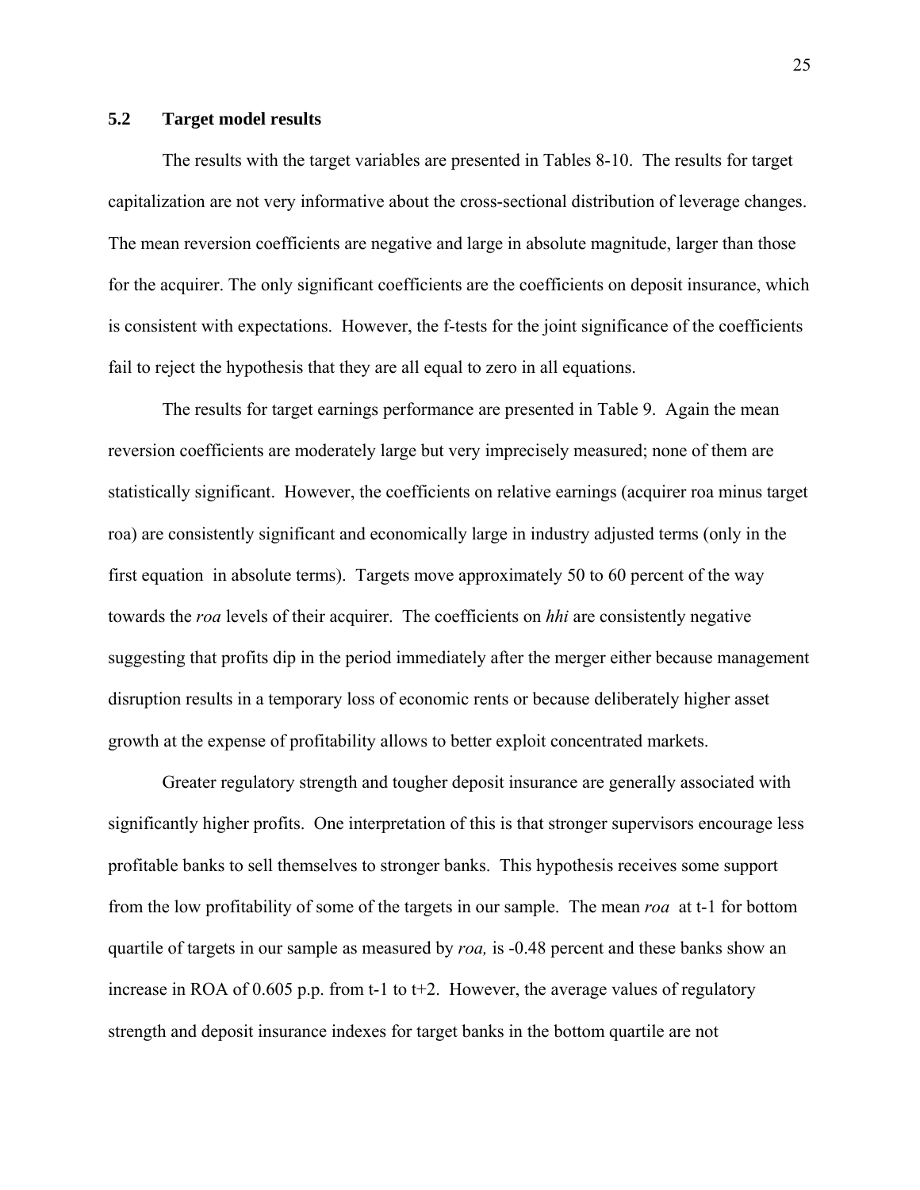### 5.2 Target model results

The results with the target variables are presented in Tables 8-10. The results for target capitalization are not very informative about the cross-sectional distribution of leverage changes. The mean reversion coefficients are negative and large in absolute magnitude, larger than those for the acquirer. The only significant coefficients are the coefficients on deposit insurance, which is consistent with expectations. However, the f-tests for the joint significance of the coefficients fail to reject the hypothesis that they are all equal to zero in all equations.

The results for target earnings performance are presented in Table 9. Again the mean reversion coefficients are moderately large but very imprecisely measured; none of them are statistically significant. However, the coefficients on relative earnings (acquirer roa minus target roa) are consistently significant and economically large in industry adjusted terms (only in the first equation in absolute terms). Targets move approximately 50 to 60 percent of the way towards the *roa* levels of their acquirer. The coefficients on *hhi* are consistently negative suggesting that profits dip in the period immediately after the merger either because management disruption results in a temporary loss of economic rents or because deliberately higher asset growth at the expense of profitability allows to better exploit concentrated markets.

Greater regulatory strength and tougher deposit insurance are generally associated with significantly higher profits. One interpretation of this is that stronger supervisors encourage less profitable banks to sell themselves to stronger banks. This hypothesis receives some support from the low profitability of some of the targets in our sample. The mean *roa* at t-1 for bottom quartile of targets in our sample as measured by *roa,* is -0.48 percent and these banks show an increase in ROA of 0.605 p.p. from t-1 to t+2. However, the average values of regulatory strength and deposit insurance indexes for target banks in the bottom quartile are not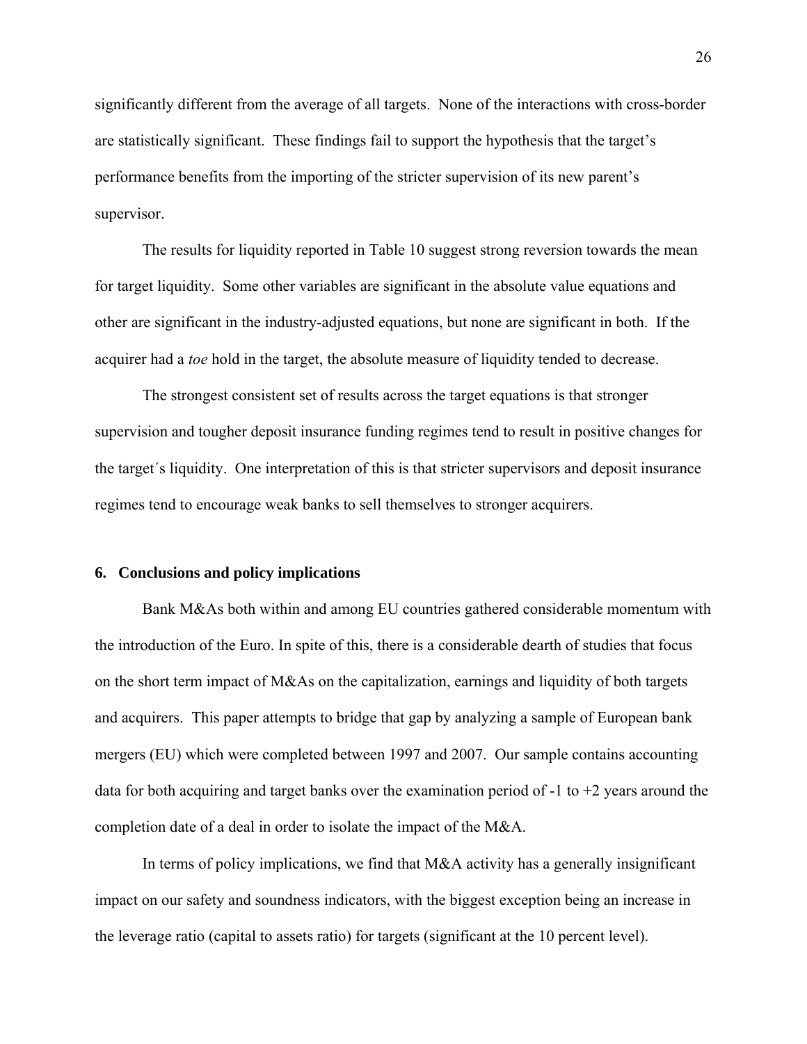significantly different from the average of all targets. None of the interactions with cross-border are statistically significant. These findings fail to support the hypothesis that the target's performance benefits from the importing of the stricter supervision of its new parent's supervisor.

The results for liquidity reported in Table 10 suggest strong reversion towards the mean for target liquidity. Some other variables are significant in the absolute value equations and other are significant in the industry-adjusted equations, but none are significant in both. If the acquirer had a *toe* hold in the target, the absolute measure of liquidity tended to decrease.

The strongest consistent set of results across the target equations is that stronger supervision and tougher deposit insurance funding regimes tend to result in positive changes for the target´s liquidity. One interpretation of this is that stricter supervisors and deposit insurance regimes tend to encourage weak banks to sell themselves to stronger acquirers.

## 6. Conclusions and policy implications

Bank M&As both within and among EU countries gathered considerable momentum with the introduction of the Euro. In spite of this, there is a considerable dearth of studies that focus on the short term impact of M&As on the capitalization, earnings and liquidity of both targets and acquirers. This paper attempts to bridge that gap by analyzing a sample of European bank mergers (EU) which were completed between 1997 and 2007. Our sample contains accounting data for both acquiring and target banks over the examination period of -1 to +2 years around the completion date of a deal in order to isolate the impact of the M&A.

In terms of policy implications, we find that M&A activity has a generally insignificant impact on our safety and soundness indicators, with the biggest exception being an increase in the leverage ratio (capital to assets ratio) for targets (significant at the 10 percent level).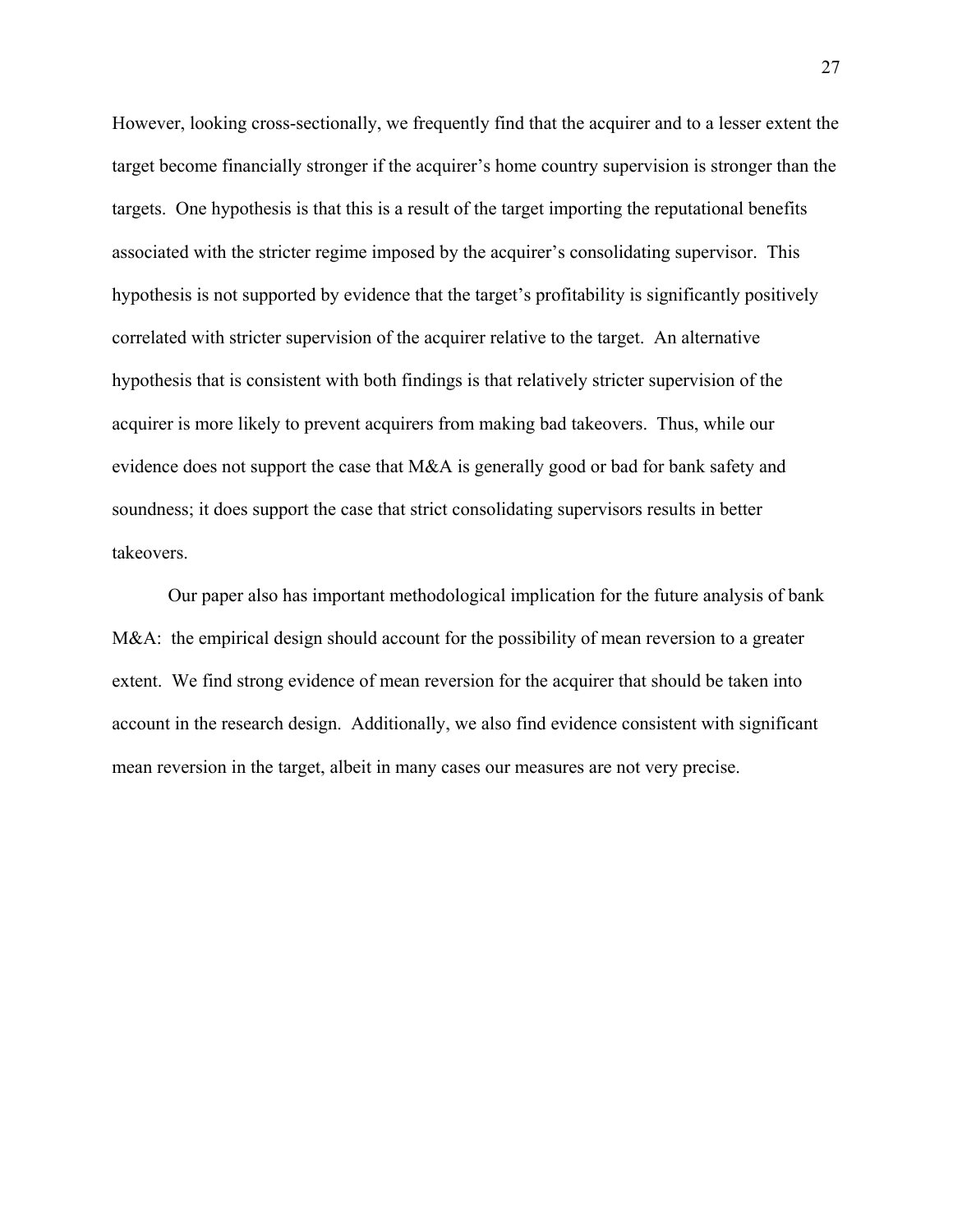However, looking cross-sectionally, we frequently find that the acquirer and to a lesser extent the target become financially stronger if the acquirer's home country supervision is stronger than the targets. One hypothesis is that this is a result of the target importing the reputational benefits associated with the stricter regime imposed by the acquirer's consolidating supervisor. This hypothesis is not supported by evidence that the target's profitability is significantly positively correlated with stricter supervision of the acquirer relative to the target. An alternative hypothesis that is consistent with both findings is that relatively stricter supervision of the acquirer is more likely to prevent acquirers from making bad takeovers. Thus, while our evidence does not support the case that M&A is generally good or bad for bank safety and soundness; it does support the case that strict consolidating supervisors results in better takeovers.

Our paper also has important methodological implication for the future analysis of bank M&A: the empirical design should account for the possibility of mean reversion to a greater extent. We find strong evidence of mean reversion for the acquirer that should be taken into account in the research design. Additionally, we also find evidence consistent with significant mean reversion in the target, albeit in many cases our measures are not very precise.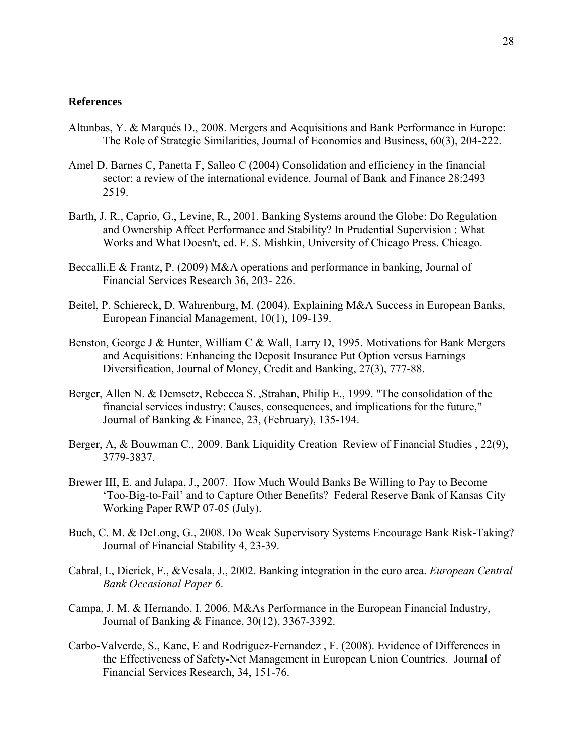## References

Altunbas, Y. & Marqués D., 2008. Mergers and Acquisitions and Bank Performance in Europe: The Role of Strategic Similarities, Journal of Economics and Business, 60(3), 204-222.

Amel D, Barnes C, Panetta F, Salleo C (2004) Consolidation and efficiency in the financial sector: a review of the international evidence. Journal of Bank and Finance 28:2493–2519.

Barth, J. R., Caprio, G., Levine, R., 2001. Banking Systems around the Globe: Do Regulation and Ownership Affect Performance and Stability? In Prudential Supervision : What Works and What Doesn't, ed. F. S. Mishkin, University of Chicago Press. Chicago.

Beccalli,E & Frantz, P. (2009) M&A operations and performance in banking, Journal of Financial Services Research 36, 203- 226.

Beitel, P. Schiereck, D. Wahrenburg, M. (2004), Explaining M&A Success in European Banks, European Financial Management, 10(1), 109-139.

Benston, George J & Hunter, William C & Wall, Larry D, 1995. Motivations for Bank Mergers and Acquisitions: Enhancing the Deposit Insurance Put Option versus Earnings Diversification, Journal of Money, Credit and Banking, 27(3), 777-88.

Berger, Allen N. & Demsetz, Rebecca S. ,Strahan, Philip E., 1999. "The consolidation of the financial services industry: Causes, consequences, and implications for the future," Journal of Banking & Finance, 23, (February), 135-194.

Berger, A, & Bouwman C., 2009. Bank Liquidity Creation Review of Financial Studies , 22(9), 3779-3837.

Brewer III, E. and Julapa, J., 2007. How Much Would Banks Be Willing to Pay to Become 'Too-Big-to-Fail' and to Capture Other Benefits? Federal Reserve Bank of Kansas City Working Paper RWP 07-05 (July).

Buch, C. M. & DeLong, G., 2008. Do Weak Supervisory Systems Encourage Bank Risk-Taking? Journal of Financial Stability 4, 23-39.

Cabral, I., Dierick, F., &Vesala, J., 2002. Banking integration in the euro area. *European Central Bank Occasional Paper 6*.

Campa, J. M. & Hernando, I. 2006. M&As Performance in the European Financial Industry, Journal of Banking & Finance, 30(12), 3367-3392.

Carbo-Valverde, S., Kane, E and Rodriguez-Fernandez , F. (2008). Evidence of Differences in the Effectiveness of Safety-Net Management in European Union Countries. Journal of Financial Services Research, 34, 151-76.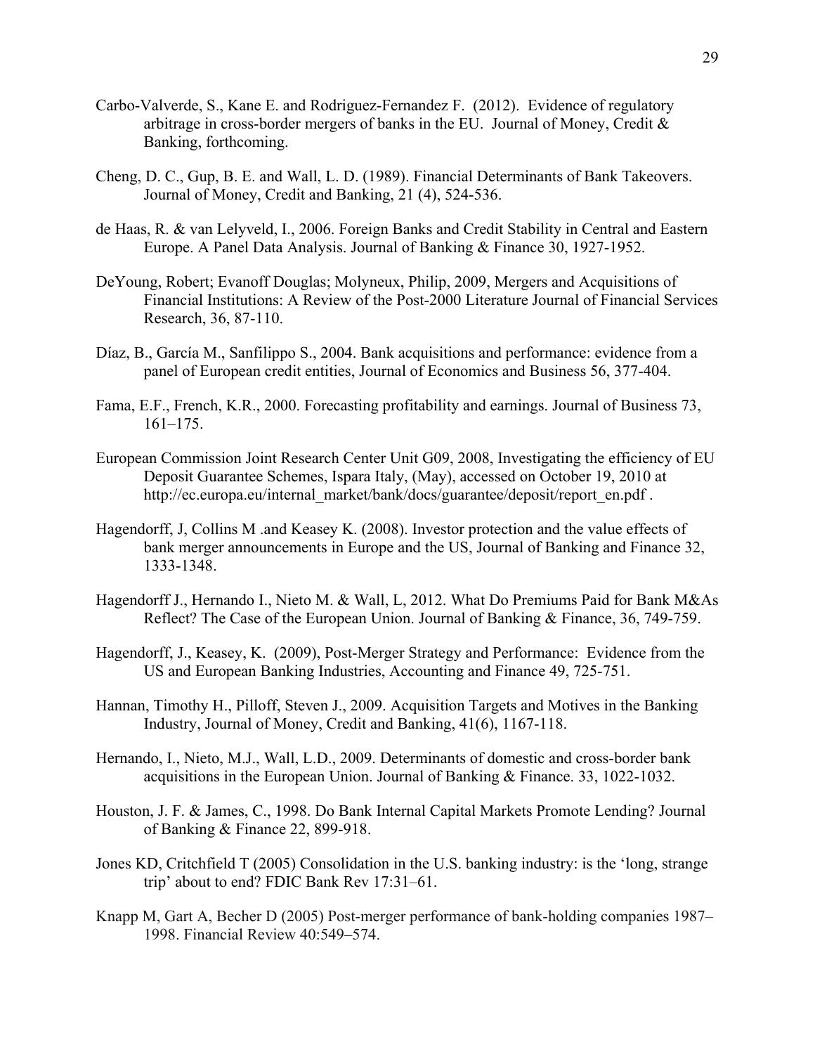Carbo-Valverde, S., Kane E. and Rodriguez-Fernandez F. (2012). Evidence of regulatory arbitrage in cross-border mergers of banks in the EU. Journal of Money, Credit & Banking, forthcoming.

Cheng, D. C., Gup, B. E. and Wall, L. D. (1989). Financial Determinants of Bank Takeovers. Journal of Money, Credit and Banking, 21 (4), 524-536.

de Haas, R. & van Lelyveld, I., 2006. Foreign Banks and Credit Stability in Central and Eastern Europe. A Panel Data Analysis. Journal of Banking & Finance 30, 1927-1952.

DeYoung, Robert; Evanoff Douglas; Molyneux, Philip, 2009, Mergers and Acquisitions of Financial Institutions: A Review of the Post-2000 Literature Journal of Financial Services Research, 36, 87-110.

Díaz, B., García M., Sanfilippo S., 2004. Bank acquisitions and performance: evidence from a panel of European credit entities, Journal of Economics and Business 56, 377-404.

Fama, E.F., French, K.R., 2000. Forecasting profitability and earnings. Journal of Business 73, 161–175.

European Commission Joint Research Center Unit G09, 2008, Investigating the efficiency of EU Deposit Guarantee Schemes, Ispara Italy, (May), accessed on October 19, 2010 at http://ec.europa.eu/internal_market/bank/docs/guarantee/deposit/report_en.pdf .

Hagendorff, J, Collins M .and Keasey K. (2008). Investor protection and the value effects of bank merger announcements in Europe and the US, Journal of Banking and Finance 32, 1333-1348.

Hagendorff J., Hernando I., Nieto M. & Wall, L, 2012. What Do Premiums Paid for Bank M&As Reflect? The Case of the European Union. Journal of Banking & Finance, 36, 749-759.

Hagendorff, J., Keasey, K. (2009), Post-Merger Strategy and Performance: Evidence from the US and European Banking Industries, Accounting and Finance 49, 725-751.

Hannan, Timothy H., Pilloff, Steven J., 2009. Acquisition Targets and Motives in the Banking Industry, Journal of Money, Credit and Banking, 41(6), 1167-118.

Hernando, I., Nieto, M.J., Wall, L.D., 2009. Determinants of domestic and cross-border bank acquisitions in the European Union. Journal of Banking & Finance. 33, 1022-1032.

Houston, J. F. & James, C., 1998. Do Bank Internal Capital Markets Promote Lending? Journal of Banking & Finance 22, 899-918.

Jones KD, Critchfield T (2005) Consolidation in the U.S. banking industry: is the 'long, strange trip' about to end? FDIC Bank Rev 17:31–61.

Knapp M, Gart A, Becher D (2005) Post-merger performance of bank-holding companies 1987–1998. Financial Review 40:549–574.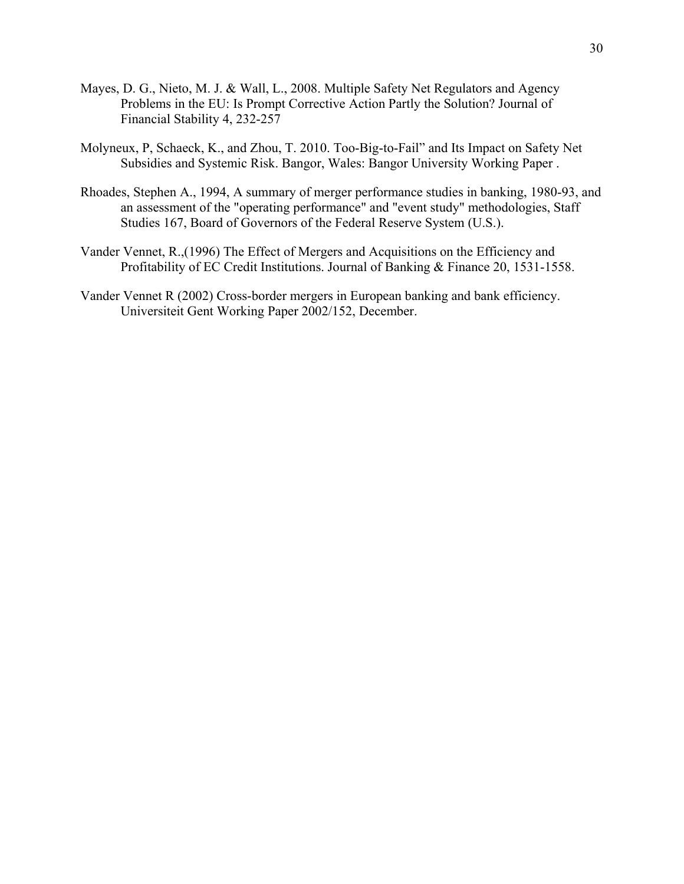Mayes, D. G., Nieto, M. J. & Wall, L., 2008. Multiple Safety Net Regulators and Agency Problems in the EU: Is Prompt Corrective Action Partly the Solution? Journal of Financial Stability 4, 232-257

Molyneux, P, Schaeck, K., and Zhou, T. 2010. Too-Big-to-Fail" and Its Impact on Safety Net Subsidies and Systemic Risk. Bangor, Wales: Bangor University Working Paper .

Rhoades, Stephen A., 1994, A summary of merger performance studies in banking, 1980-93, and an assessment of the "operating performance" and "event study" methodologies, Staff Studies 167, Board of Governors of the Federal Reserve System (U.S.).

Vander Vennet, R.,(1996) The Effect of Mergers and Acquisitions on the Efficiency and Profitability of EC Credit Institutions. Journal of Banking & Finance 20, 1531-1558.

Vander Vennet R (2002) Cross-border mergers in European banking and bank efficiency. Universiteit Gent Working Paper 2002/152, December.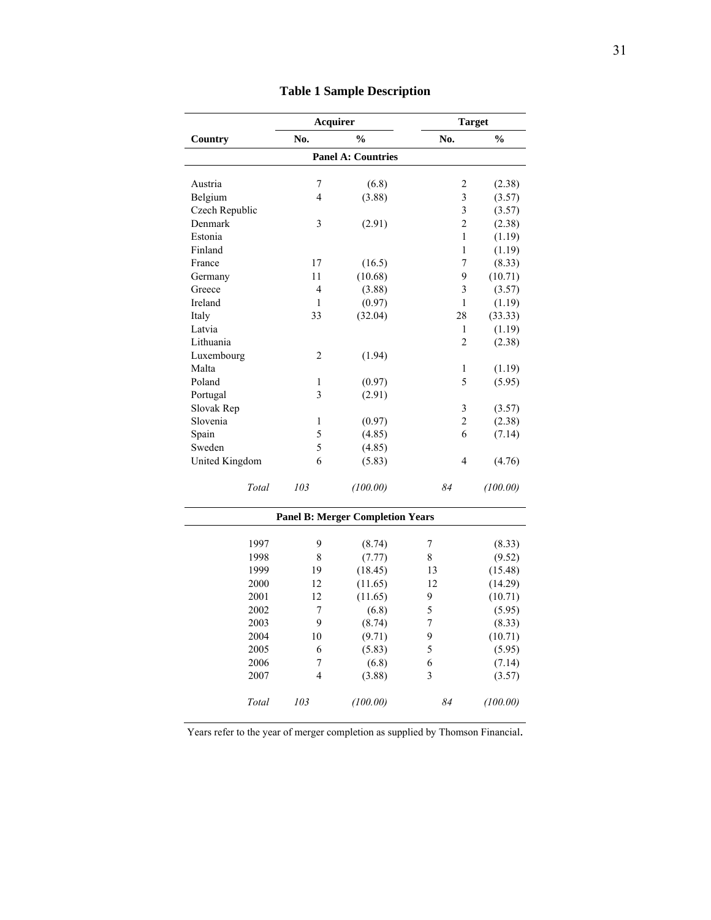# Table 1 Sample Description

| | Acquirer | | Target | |
|---|---|---|---|---|
| **Country** | **No.** | **%** | **No.** | **%** |
| | | **Panel A: Countries** | | |
| Austria | 7 | (6.8) | 2 | (2.38) |
| Belgium | 4 | (3.88) | 3 | (3.57) |
| Czech Republic | | | 3 | (3.57) |
| Denmark | 3 | (2.91) | 2 | (2.38) |
| Estonia | | | 1 | (1.19) |
| Finland | | | 1 | (1.19) |
| France | 17 | (16.5) | 7 | (8.33) |
| Germany | 11 | (10.68) | 9 | (10.71) |
| Greece | 4 | (3.88) | 3 | (3.57) |
| Ireland | 1 | (0.97) | 1 | (1.19) |
| Italy | 33 | (32.04) | 28 | (33.33) |
| Latvia | | | 1 | (1.19) |
| Lithuania | | | 2 | (2.38) |
| Luxembourg | 2 | (1.94) | | |
| Malta | | | 1 | (1.19) |
| Poland | 1 | (0.97) | 5 | (5.95) |
| Portugal | 3 | (2.91) | | |
| Slovak Rep | | | 3 | (3.57) |
| Slovenia | 1 | (0.97) | 2 | (2.38) |
| Spain | 5 | (4.85) | 6 | (7.14) |
| Sweden | 5 | (4.85) | | |
| United Kingdom | 6 | (5.83) | 4 | (4.76) |
| *Total* | *103* | *(100.00)* | *84* | *(100.00)* |
| | | **Panel B: Merger Completion Years** | | |
| 1997 | 9 | (8.74) | 7 | (8.33) |
| 1998 | 8 | (7.77) | 8 | (9.52) |
| 1999 | 19 | (18.45) | 13 | (15.48) |
| 2000 | 12 | (11.65) | 12 | (14.29) |
| 2001 | 12 | (11.65) | 9 | (10.71) |
| 2002 | 7 | (6.8) | 5 | (5.95) |
| 2003 | 9 | (8.74) | 7 | (8.33) |
| 2004 | 10 | (9.71) | 9 | (10.71) |
| 2005 | 6 | (5.83) | 5 | (5.95) |
| 2006 | 7 | (6.8) | 6 | (7.14) |
| 2007 | 4 | (3.88) | 3 | (3.57) |
| *Total* | *103* | *(100.00)* | *84* | *(100.00)* |

Years refer to the year of merger completion as supplied by Thomson Financial.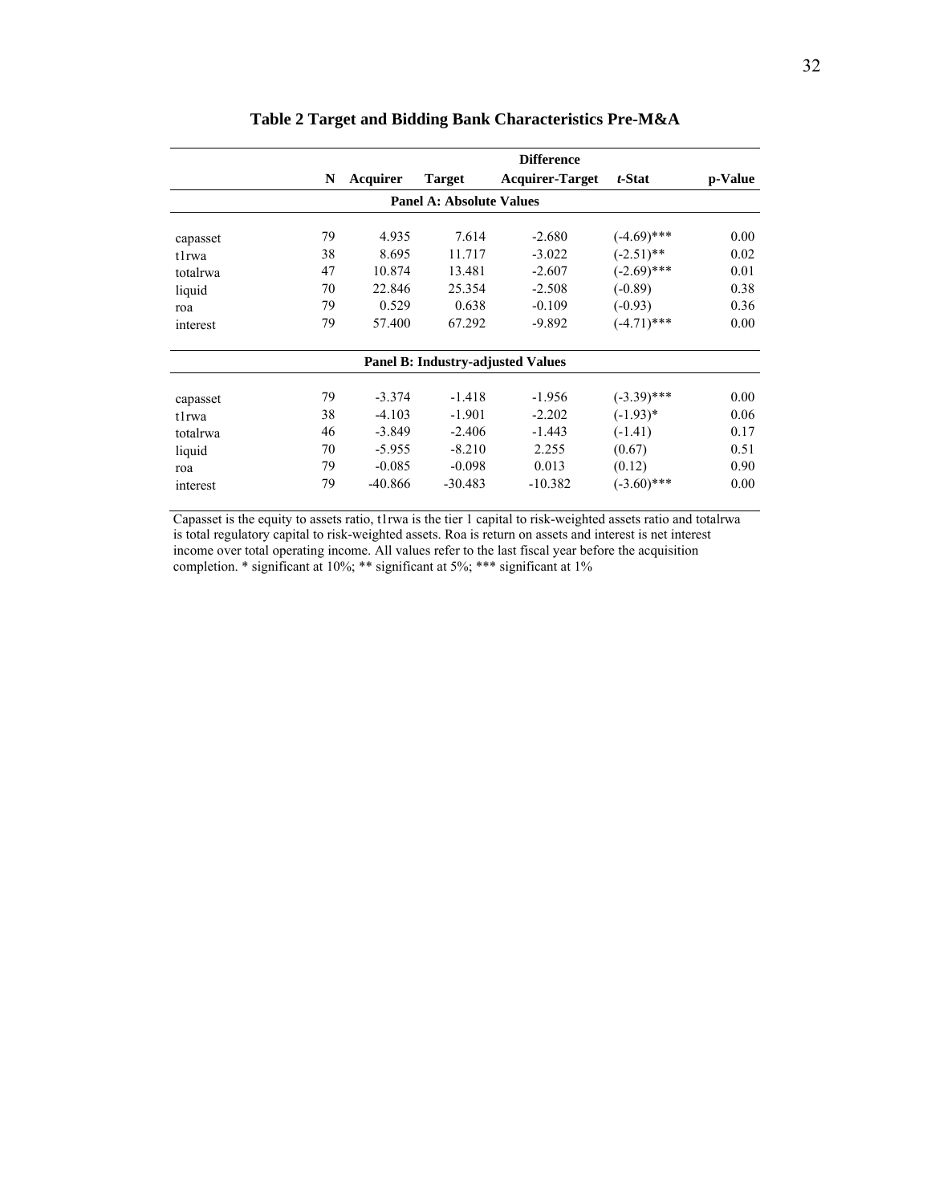**Table 2 Target and Bidding Bank Characteristics Pre-M&A**

| | N | Acquirer | Target | Difference Acquirer-Target | *t*-Stat | p-Value |
|---|---|---|---|---|---|---|
| **Panel A: Absolute Values** | | | | | | |
| capasset | 79 | 4.935 | 7.614 | -2.680 | (-4.69)*** | 0.00 |
| t1rwa | 38 | 8.695 | 11.717 | -3.022 | (-2.51)** | 0.02 |
| totalrwa | 47 | 10.874 | 13.481 | -2.607 | (-2.69)*** | 0.01 |
| liquid | 70 | 22.846 | 25.354 | -2.508 | (-0.89) | 0.38 |
| roa | 79 | 0.529 | 0.638 | -0.109 | (-0.93) | 0.36 |
| interest | 79 | 57.400 | 67.292 | -9.892 | (-4.71)*** | 0.00 |
| **Panel B: Industry-adjusted Values** | | | | | | |
| capasset | 79 | -3.374 | -1.418 | -1.956 | (-3.39)*** | 0.00 |
| t1rwa | 38 | -4.103 | -1.901 | -2.202 | (-1.93)* | 0.06 |
| totalrwa | 46 | -3.849 | -2.406 | -1.443 | (-1.41) | 0.17 |
| liquid | 70 | -5.955 | -8.210 | 2.255 | (0.67) | 0.51 |
| roa | 79 | -0.085 | -0.098 | 0.013 | (0.12) | 0.90 |
| interest | 79 | -40.866 | -30.483 | -10.382 | (-3.60)*** | 0.00 |

Capasset is the equity to assets ratio, t1rwa is the tier 1 capital to risk-weighted assets ratio and totalrwa is total regulatory capital to risk-weighted assets. Roa is return on assets and interest is net interest income over total operating income. All values refer to the last fiscal year before the acquisition completion. * significant at 10%; ** significant at 5%; *** significant at 1%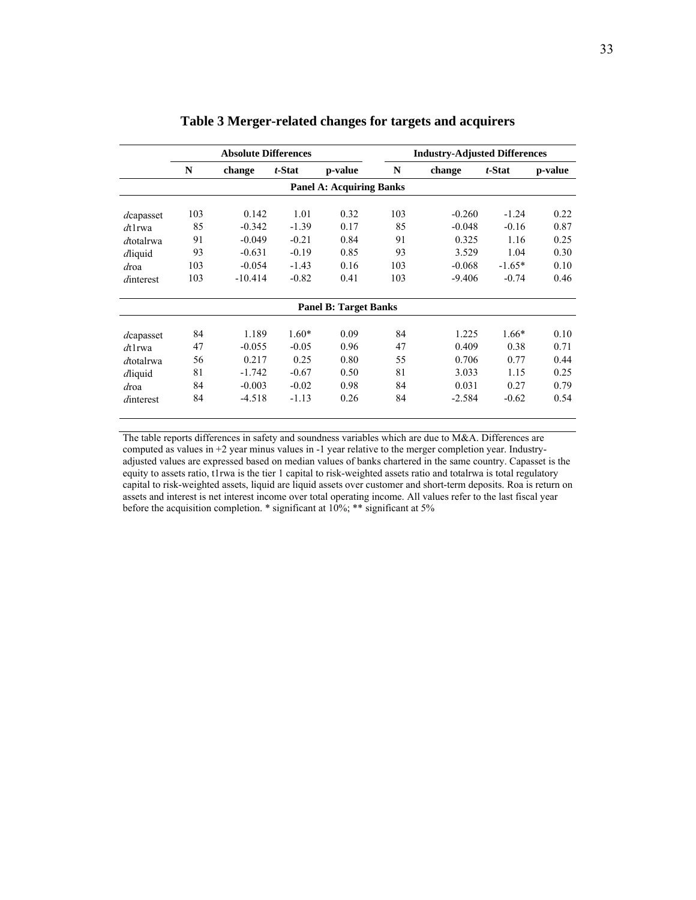# Table 3 Merger-related changes for targets and acquirers

| | Absolute Differences | | | | Industry-Adjusted Differences | | | |
|---|---|---|---|---|---|---|---|---|
| | N | change | *t*-Stat | p-value | N | change | *t*-Stat | p-value |
| **Panel A: Acquiring Banks** | | | | | | | | |
| *d*capasset | 103 | 0.142 | 1.01 | 0.32 | 103 | -0.260 | -1.24 | 0.22 |
| *d*t1rwa | 85 | -0.342 | -1.39 | 0.17 | 85 | -0.048 | -0.16 | 0.87 |
| *d*totalrwa | 91 | -0.049 | -0.21 | 0.84 | 91 | 0.325 | 1.16 | 0.25 |
| *d*liquid | 93 | -0.631 | -0.19 | 0.85 | 93 | 3.529 | 1.04 | 0.30 |
| *d*roa | 103 | -0.054 | -1.43 | 0.16 | 103 | -0.068 | -1.65* | 0.10 |
| *d*interest | 103 | -10.414 | -0.82 | 0.41 | 103 | -9.406 | -0.74 | 0.46 |
| **Panel B: Target Banks** | | | | | | | | |
| *d*capasset | 84 | 1.189 | 1.60* | 0.09 | 84 | 1.225 | 1.66* | 0.10 |
| *d*t1rwa | 47 | -0.055 | -0.05 | 0.96 | 47 | 0.409 | 0.38 | 0.71 |
| *d*totalrwa | 56 | 0.217 | 0.25 | 0.80 | 55 | 0.706 | 0.77 | 0.44 |
| *d*liquid | 81 | -1.742 | -0.67 | 0.50 | 81 | 3.033 | 1.15 | 0.25 |
| *d*roa | 84 | -0.003 | -0.02 | 0.98 | 84 | 0.031 | 0.27 | 0.79 |
| *d*interest | 84 | -4.518 | -1.13 | 0.26 | 84 | -2.584 | -0.62 | 0.54 |

The table reports differences in safety and soundness variables which are due to M&A. Differences are computed as values in +2 year minus values in -1 year relative to the merger completion year. Industry-adjusted values are expressed based on median values of banks chartered in the same country. Capasset is the equity to assets ratio, t1rwa is the tier 1 capital to risk-weighted assets ratio and totalrwa is total regulatory capital to risk-weighted assets, liquid are liquid assets over customer and short-term deposits. Roa is return on assets and interest is net interest income over total operating income. All values refer to the last fiscal year before the acquisition completion. * significant at 10%; ** significant at 5%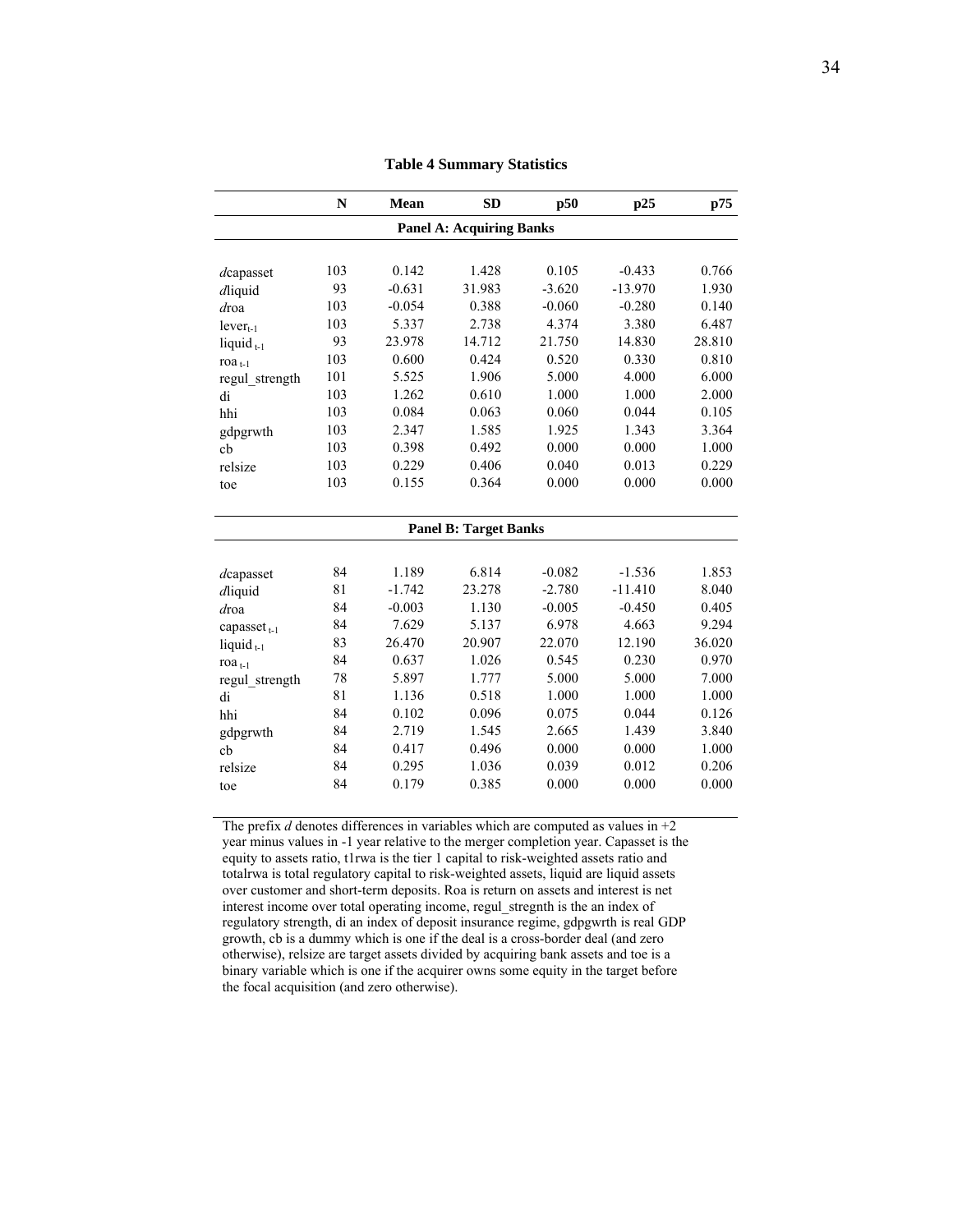**Table 4 Summary Statistics**

| | N | Mean | SD | p50 | p25 | p75 |
|---|---|---|---|---|---|---|
| **Panel A: Acquiring Banks** | | | | | | |
| *d*capasset | 103 | 0.142 | 1.428 | 0.105 | -0.433 | 0.766 |
| *d*liquid | 93 | -0.631 | 31.983 | -3.620 | -13.970 | 1.930 |
| *d*roa | 103 | -0.054 | 0.388 | -0.060 | -0.280 | 0.140 |
| $lever_{t-1}$ | 103 | 5.337 | 2.738 | 4.374 | 3.380 | 6.487 |
| $liquid_{t-1}$ | 93 | 23.978 | 14.712 | 21.750 | 14.830 | 28.810 |
| $roa_{t-1}$ | 103 | 0.600 | 0.424 | 0.520 | 0.330 | 0.810 |
| regul_strength | 101 | 5.525 | 1.906 | 5.000 | 4.000 | 6.000 |
| di | 103 | 1.262 | 0.610 | 1.000 | 1.000 | 2.000 |
| hhi | 103 | 0.084 | 0.063 | 0.060 | 0.044 | 0.105 |
| gdpgrwth | 103 | 2.347 | 1.585 | 1.925 | 1.343 | 3.364 |
| cb | 103 | 0.398 | 0.492 | 0.000 | 0.000 | 1.000 |
| relsize | 103 | 0.229 | 0.406 | 0.040 | 0.013 | 0.229 |
| toe | 103 | 0.155 | 0.364 | 0.000 | 0.000 | 0.000 |
| **Panel B: Target Banks** | | | | | | |
| *d*capasset | 84 | 1.189 | 6.814 | -0.082 | -1.536 | 1.853 |
| *d*liquid | 81 | -1.742 | 23.278 | -2.780 | -11.410 | 8.040 |
| *d*roa | 84 | -0.003 | 1.130 | -0.005 | -0.450 | 0.405 |
| $capasset_{t-1}$ | 84 | 7.629 | 5.137 | 6.978 | 4.663 | 9.294 |
| $liquid_{t-1}$ | 83 | 26.470 | 20.907 | 22.070 | 12.190 | 36.020 |
| $roa_{t-1}$ | 84 | 0.637 | 1.026 | 0.545 | 0.230 | 0.970 |
| regul_strength | 78 | 5.897 | 1.777 | 5.000 | 5.000 | 7.000 |
| di | 81 | 1.136 | 0.518 | 1.000 | 1.000 | 1.000 |
| hhi | 84 | 0.102 | 0.096 | 0.075 | 0.044 | 0.126 |
| gdpgrwth | 84 | 2.719 | 1.545 | 2.665 | 1.439 | 3.840 |
| cb | 84 | 0.417 | 0.496 | 0.000 | 0.000 | 1.000 |
| relsize | 84 | 0.295 | 1.036 | 0.039 | 0.012 | 0.206 |
| toe | 84 | 0.179 | 0.385 | 0.000 | 0.000 | 0.000 |

The prefix *d* denotes differences in variables which are computed as values in +2 year minus values in -1 year relative to the merger completion year. Capasset is the equity to assets ratio, t1rwa is the tier 1 capital to risk-weighted assets ratio and totalrwa is total regulatory capital to risk-weighted assets, liquid are liquid assets over customer and short-term deposits. Roa is return on assets and interest is net interest income over total operating income, regul_stregnth is the an index of regulatory strength, di an index of deposit insurance regime, gdpgwrth is real GDP growth, cb is a dummy which is one if the deal is a cross-border deal (and zero otherwise), relsize are target assets divided by acquiring bank assets and toe is a binary variable which is one if the acquirer owns some equity in the target before the focal acquisition (and zero otherwise).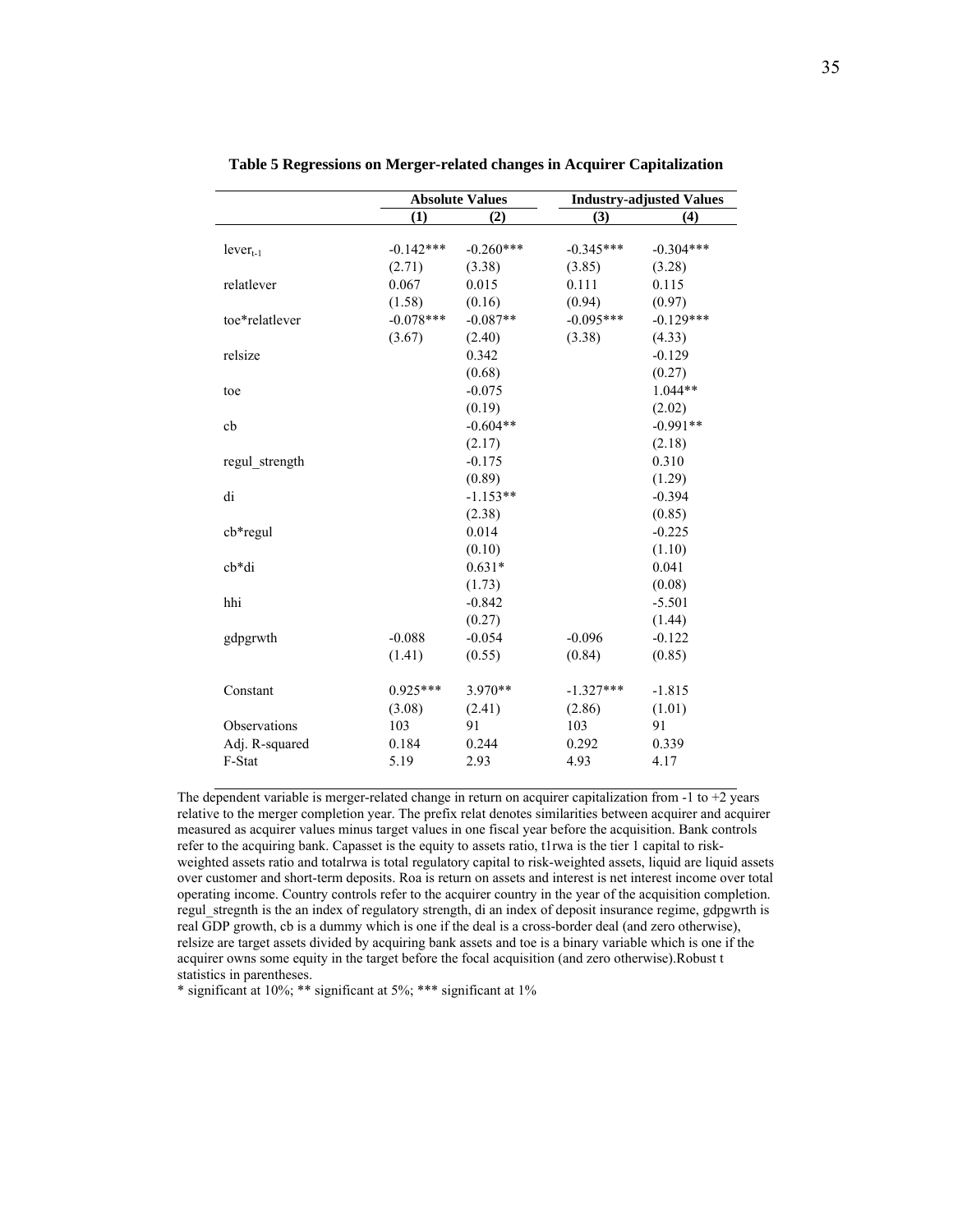**Table 5 Regressions on Merger-related changes in Acquirer Capitalization**

| | Absolute Values | | Industry-adjusted Values | |
|---|---|---|---|---|
| | (1) | (2) | (3) | (4) |
| $lever_{t-1}$ | -0.142*** | -0.260*** | -0.345*** | -0.304*** |
| | (2.71) | (3.38) | (3.85) | (3.28) |
| relatlever | 0.067 | 0.015 | 0.111 | 0.115 |
| | (1.58) | (0.16) | (0.94) | (0.97) |
| toe*relatlever | -0.078*** | -0.087** | -0.095*** | -0.129*** |
| | (3.67) | (2.40) | (3.38) | (4.33) |
| relsize | | 0.342 | | -0.129 |
| | | (0.68) | | (0.27) |
| toe | | -0.075 | | 1.044** |
| | | (0.19) | | (2.02) |
| cb | | -0.604** | | -0.991** |
| | | (2.17) | | (2.18) |
| regul_strength | | -0.175 | | 0.310 |
| | | (0.89) | | (1.29) |
| di | | -1.153** | | -0.394 |
| | | (2.38) | | (0.85) |
| cb*regul | | 0.014 | | -0.225 |
| | | (0.10) | | (1.10) |
| cb*di | | 0.631* | | 0.041 |
| | | (1.73) | | (0.08) |
| hhi | | -0.842 | | -5.501 |
| | | (0.27) | | (1.44) |
| gdpgrwth | -0.088 | -0.054 | -0.096 | -0.122 |
| | (1.41) | (0.55) | (0.84) | (0.85) |
| Constant | 0.925*** | 3.970** | -1.327*** | -1.815 |
| | (3.08) | (2.41) | (2.86) | (1.01) |
| Observations | 103 | 91 | 103 | 91 |
| Adj. R-squared | 0.184 | 0.244 | 0.292 | 0.339 |
| F-Stat | 5.19 | 2.93 | 4.93 | 4.17 |

The dependent variable is merger-related change in return on acquirer capitalization from -1 to +2 years relative to the merger completion year. The prefix relat denotes similarities between acquirer and acquirer measured as acquirer values minus target values in one fiscal year before the acquisition. Bank controls refer to the acquiring bank. Capasset is the equity to assets ratio, t1rwa is the tier 1 capital to risk-weighted assets ratio and totalrwa is total regulatory capital to risk-weighted assets, liquid are liquid assets over customer and short-term deposits. Roa is return on assets and interest is net interest income over total operating income. Country controls refer to the acquirer country in the year of the acquisition completion. regul_stregnth is the an index of regulatory strength, di an index of deposit insurance regime, gdpgwrth is real GDP growth, cb is a dummy which is one if the deal is a cross-border deal (and zero otherwise), relsize are target assets divided by acquiring bank assets and toe is a binary variable which is one if the acquirer owns some equity in the target before the focal acquisition (and zero otherwise).Robust t statistics in parentheses.

* significant at 10%; ** significant at 5%; *** significant at 1%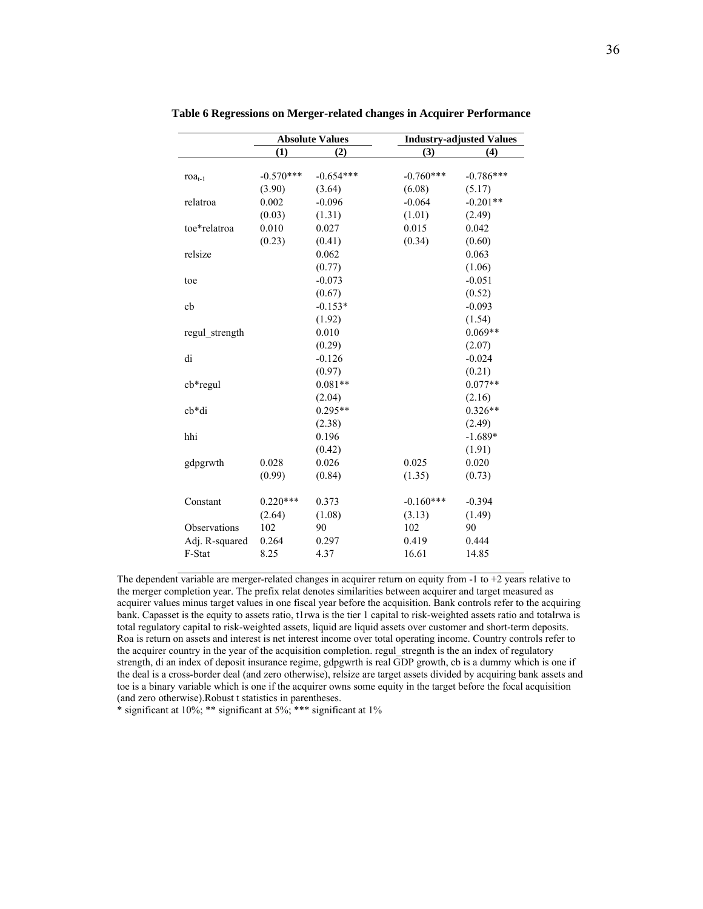**Table 6 Regressions on Merger-related changes in Acquirer Performance**

| | Absolute Values | | Industry-adjusted Values | |
|---|---|---|---|---|
| | (1) | (2) | (3) | (4) |
| $roa_{t-1}$ | -0.570*** | -0.654*** | -0.760*** | -0.786*** |
| | (3.90) | (3.64) | (6.08) | (5.17) |
| relatroa | 0.002 | -0.096 | -0.064 | -0.201** |
| | (0.03) | (1.31) | (1.01) | (2.49) |
| toe*relatroa | 0.010 | 0.027 | 0.015 | 0.042 |
| | (0.23) | (0.41) | (0.34) | (0.60) |
| relsize | | 0.062 | | 0.063 |
| | | (0.77) | | (1.06) |
| toe | | -0.073 | | -0.051 |
| | | (0.67) | | (0.52) |
| cb | | -0.153* | | -0.093 |
| | | (1.92) | | (1.54) |
| regul_strength | | 0.010 | | 0.069** |
| | | (0.29) | | (2.07) |
| di | | -0.126 | | -0.024 |
| | | (0.97) | | (0.21) |
| cb*regul | | 0.081** | | 0.077** |
| | | (2.04) | | (2.16) |
| cb*di | | 0.295** | | 0.326** |
| | | (2.38) | | (2.49) |
| hhi | | 0.196 | | -1.689* |
| | | (0.42) | | (1.91) |
| gdpgrwth | 0.028 | 0.026 | 0.025 | 0.020 |
| | (0.99) | (0.84) | (1.35) | (0.73) |
| Constant | 0.220*** | 0.373 | -0.160*** | -0.394 |
| | (2.64) | (1.08) | (3.13) | (1.49) |
| Observations | 102 | 90 | 102 | 90 |
| Adj. R-squared | 0.264 | 0.297 | 0.419 | 0.444 |
| F-Stat | 8.25 | 4.37 | 16.61 | 14.85 |

The dependent variable are merger-related changes in acquirer return on equity from -1 to +2 years relative to the merger completion year. The prefix relat denotes similarities between acquirer and target measured as acquirer values minus target values in one fiscal year before the acquisition. Bank controls refer to the acquiring bank. Capasset is the equity to assets ratio, t1rwa is the tier 1 capital to risk-weighted assets ratio and totalrwa is total regulatory capital to risk-weighted assets, liquid are liquid assets over customer and short-term deposits. Roa is return on assets and interest is net interest income over total operating income. Country controls refer to the acquirer country in the year of the acquisition completion. regul_stregnth is the an index of regulatory strength, di an index of deposit insurance regime, gdpgwrth is real GDP growth, cb is a dummy which is one if the deal is a cross-border deal (and zero otherwise), relsize are target assets divided by acquiring bank assets and toe is a binary variable which is one if the acquirer owns some equity in the target before the focal acquisition (and zero otherwise).Robust t statistics in parentheses.

\* significant at 10%; ** significant at 5%; *** significant at 1%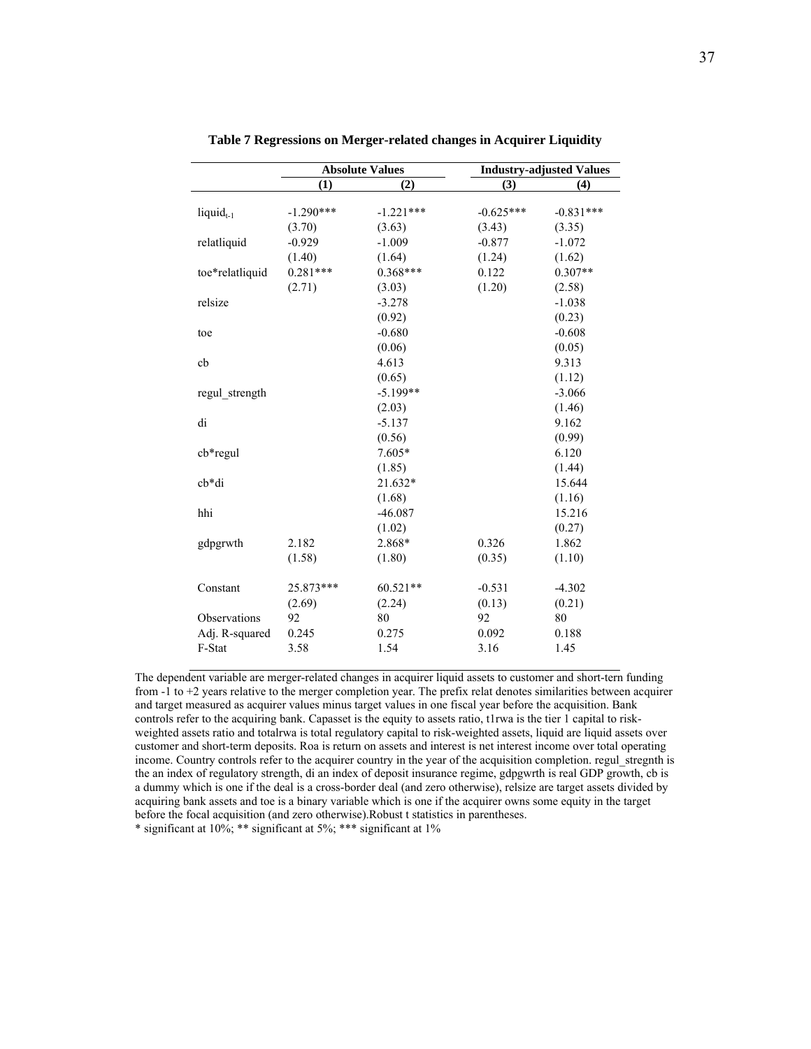**Table 7 Regressions on Merger-related changes in Acquirer Liquidity**

| | Absolute Values | | Industry-adjusted Values | |
|---|---|---|---|---|
| | (1) | (2) | (3) | (4) |
| $liquid_{t-1}$ | -1.290*** | -1.221*** | -0.625*** | -0.831*** |
| | (3.70) | (3.63) | (3.43) | (3.35) |
| relatliquid | -0.929 | -1.009 | -0.877 | -1.072 |
| | (1.40) | (1.64) | (1.24) | (1.62) |
| toe*relatliquid | 0.281*** | 0.368*** | 0.122 | 0.307** |
| | (2.71) | (3.03) | (1.20) | (2.58) |
| relsize | | -3.278 | | -1.038 |
| | | (0.92) | | (0.23) |
| toe | | -0.680 | | -0.608 |
| | | (0.06) | | (0.05) |
| cb | | 4.613 | | 9.313 |
| | | (0.65) | | (1.12) |
| regul_strength | | -5.199** | | -3.066 |
| | | (2.03) | | (1.46) |
| di | | -5.137 | | 9.162 |
| | | (0.56) | | (0.99) |
| cb*regul | | 7.605* | | 6.120 |
| | | (1.85) | | (1.44) |
| cb*di | | 21.632* | | 15.644 |
| | | (1.68) | | (1.16) |
| hhi | | -46.087 | | 15.216 |
| | | (1.02) | | (0.27) |
| gdpgrwth | 2.182 | 2.868* | 0.326 | 1.862 |
| | (1.58) | (1.80) | (0.35) | (1.10) |
| Constant | 25.873*** | 60.521** | -0.531 | -4.302 |
| | (2.69) | (2.24) | (0.13) | (0.21) |
| Observations | 92 | 80 | 92 | 80 |
| Adj. R-squared | 0.245 | 0.275 | 0.092 | 0.188 |
| F-Stat | 3.58 | 1.54 | 3.16 | 1.45 |

The dependent variable are merger-related changes in acquirer liquid assets to customer and short-tern funding from -1 to +2 years relative to the merger completion year. The prefix relat denotes similarities between acquirer and target measured as acquirer values minus target values in one fiscal year before the acquisition. Bank controls refer to the acquiring bank. Capasset is the equity to assets ratio, t1rwa is the tier 1 capital to risk-weighted assets ratio and totalrwa is total regulatory capital to risk-weighted assets, liquid are liquid assets over customer and short-term deposits. Roa is return on assets and interest is net interest income over total operating income. Country controls refer to the acquirer country in the year of the acquisition completion. regul_stregnth is the an index of regulatory strength, di an index of deposit insurance regime, gdpgwrth is real GDP growth, cb is a dummy which is one if the deal is a cross-border deal (and zero otherwise), relsize are target assets divided by acquiring bank assets and toe is a binary variable which is one if the acquirer owns some equity in the target before the focal acquisition (and zero otherwise).Robust t statistics in parentheses.

* significant at 10%; ** significant at 5%; *** significant at 1%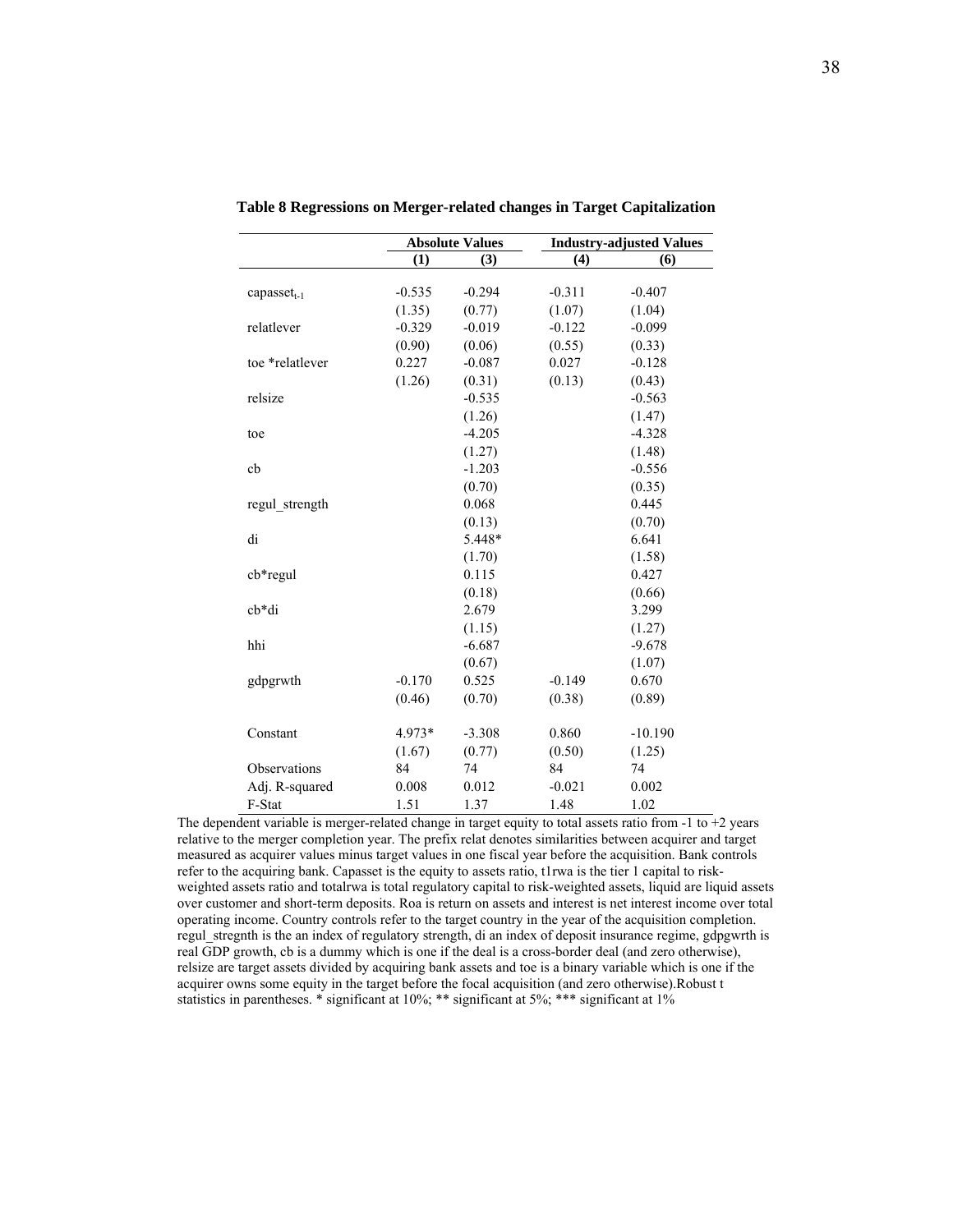**Table 8 Regressions on Merger-related changes in Target Capitalization**

| | Absolute Values | | Industry-adjusted Values | |
|---|---|---|---|---|
| | (1) | (3) | (4) | (6) |
| $capasset_{t-1}$ | -0.535 | -0.294 | -0.311 | -0.407 |
| | (1.35) | (0.77) | (1.07) | (1.04) |
| relatlever | -0.329 | -0.019 | -0.122 | -0.099 |
| | (0.90) | (0.06) | (0.55) | (0.33) |
| toe *relatlever | 0.227 | -0.087 | 0.027 | -0.128 |
| | (1.26) | (0.31) | (0.13) | (0.43) |
| relsize | | -0.535 | | -0.563 |
| | | (1.26) | | (1.47) |
| toe | | -4.205 | | -4.328 |
| | | (1.27) | | (1.48) |
| cb | | -1.203 | | -0.556 |
| | | (0.70) | | (0.35) |
| regul_strength | | 0.068 | | 0.445 |
| | | (0.13) | | (0.70) |
| di | | 5.448* | | 6.641 |
| | | (1.70) | | (1.58) |
| cb*regul | | 0.115 | | 0.427 |
| | | (0.18) | | (0.66) |
| cb*di | | 2.679 | | 3.299 |
| | | (1.15) | | (1.27) |
| hhi | | -6.687 | | -9.678 |
| | | (0.67) | | (1.07) |
| gdpgrwth | -0.170 | 0.525 | -0.149 | 0.670 |
| | (0.46) | (0.70) | (0.38) | (0.89) |
| Constant | 4.973* | -3.308 | 0.860 | -10.190 |
| | (1.67) | (0.77) | (0.50) | (1.25) |
| Observations | 84 | 74 | 84 | 74 |
| Adj. R-squared | 0.008 | 0.012 | -0.021 | 0.002 |
| F-Stat | 1.51 | 1.37 | 1.48 | 1.02 |

The dependent variable is merger-related change in target equity to total assets ratio from -1 to +2 years relative to the merger completion year. The prefix relat denotes similarities between acquirer and target measured as acquirer values minus target values in one fiscal year before the acquisition. Bank controls refer to the acquiring bank. Capasset is the equity to assets ratio, t1rwa is the tier 1 capital to risk-weighted assets ratio and totalrwa is total regulatory capital to risk-weighted assets, liquid are liquid assets over customer and short-term deposits. Roa is return on assets and interest is net interest income over total operating income. Country controls refer to the target country in the year of the acquisition completion. regul_stregnth is the an index of regulatory strength, di an index of deposit insurance regime, gdpgwrth is real GDP growth, cb is a dummy which is one if the deal is a cross-border deal (and zero otherwise), relsize are target assets divided by acquiring bank assets and toe is a binary variable which is one if the acquirer owns some equity in the target before the focal acquisition (and zero otherwise).Robust t statistics in parentheses. * significant at 10%; ** significant at 5%; *** significant at 1%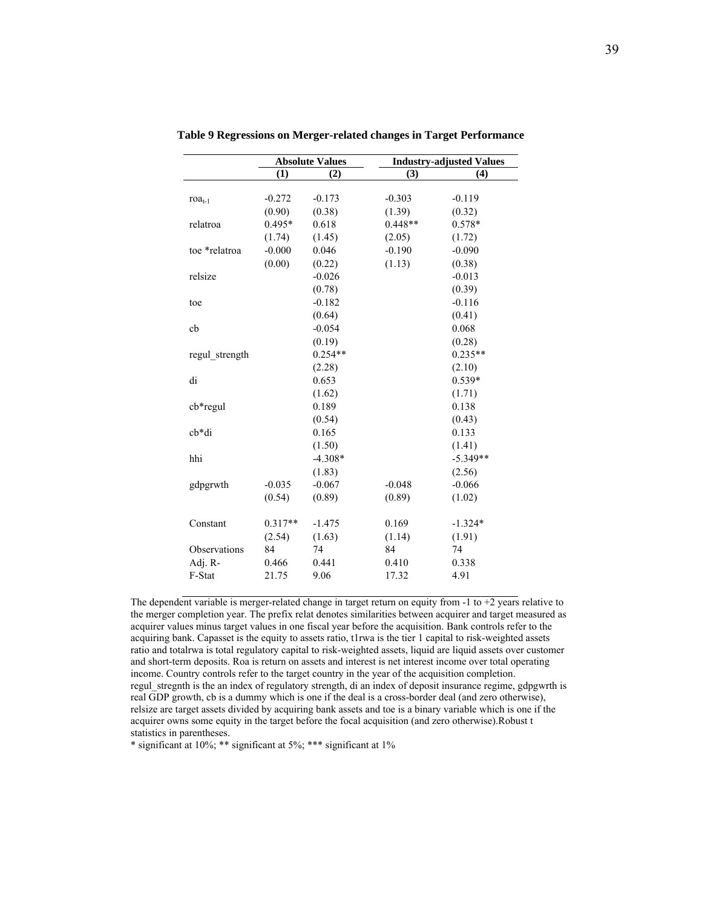**Table 9 Regressions on Merger-related changes in Target Performance**

| | Absolute Values | | Industry-adjusted Values | |
|---|---|---|---|---|
| | (1) | (2) | (3) | (4) |
| $roa_{t-1}$ | -0.272 | -0.173 | -0.303 | -0.119 |
| | (0.90) | (0.38) | (1.39) | (0.32) |
| relatroa | 0.495* | 0.618 | 0.448** | 0.578* |
| | (1.74) | (1.45) | (2.05) | (1.72) |
| toe *relatroa | -0.000 | 0.046 | -0.190 | -0.090 |
| | (0.00) | (0.22) | (1.13) | (0.38) |
| relsize | | -0.026 | | -0.013 |
| | | (0.78) | | (0.39) |
| toe | | -0.182 | | -0.116 |
| | | (0.64) | | (0.41) |
| cb | | -0.054 | | 0.068 |
| | | (0.19) | | (0.28) |
| regul_strength | | 0.254** | | 0.235** |
| | | (2.28) | | (2.10) |
| di | | 0.653 | | 0.539* |
| | | (1.62) | | (1.71) |
| cb*regul | | 0.189 | | 0.138 |
| | | (0.54) | | (0.43) |
| cb*di | | 0.165 | | 0.133 |
| | | (1.50) | | (1.41) |
| hhi | | -4.308* | | -5.349** |
| | | (1.83) | | (2.56) |
| gdpgrwth | -0.035 | -0.067 | -0.048 | -0.066 |
| | (0.54) | (0.89) | (0.89) | (1.02) |
| Constant | 0.317** | -1.475 | 0.169 | -1.324* |
| | (2.54) | (1.63) | (1.14) | (1.91) |
| Observations | 84 | 74 | 84 | 74 |
| Adj. R- | 0.466 | 0.441 | 0.410 | 0.338 |
| F-Stat | 21.75 | 9.06 | 17.32 | 4.91 |

The dependent variable is merger-related change in target return on equity from -1 to +2 years relative to the merger completion year. The prefix relat denotes similarities between acquirer and target measured as acquirer values minus target values in one fiscal year before the acquisition. Bank controls refer to the acquiring bank. Capasset is the equity to assets ratio, t1rwa is the tier 1 capital to risk-weighted assets ratio and totalrwa is total regulatory capital to risk-weighted assets, liquid are liquid assets over customer and short-term deposits. Roa is return on assets and interest is net interest income over total operating income. Country controls refer to the target country in the year of the acquisition completion. regul_stregnth is the an index of regulatory strength, di an index of deposit insurance regime, gdpgwrth is real GDP growth, cb is a dummy which is one if the deal is a cross-border deal (and zero otherwise), relsize are target assets divided by acquiring bank assets and toe is a binary variable which is one if the acquirer owns some equity in the target before the focal acquisition (and zero otherwise).Robust t statistics in parentheses.

\* significant at 10%; ** significant at 5%; *** significant at 1%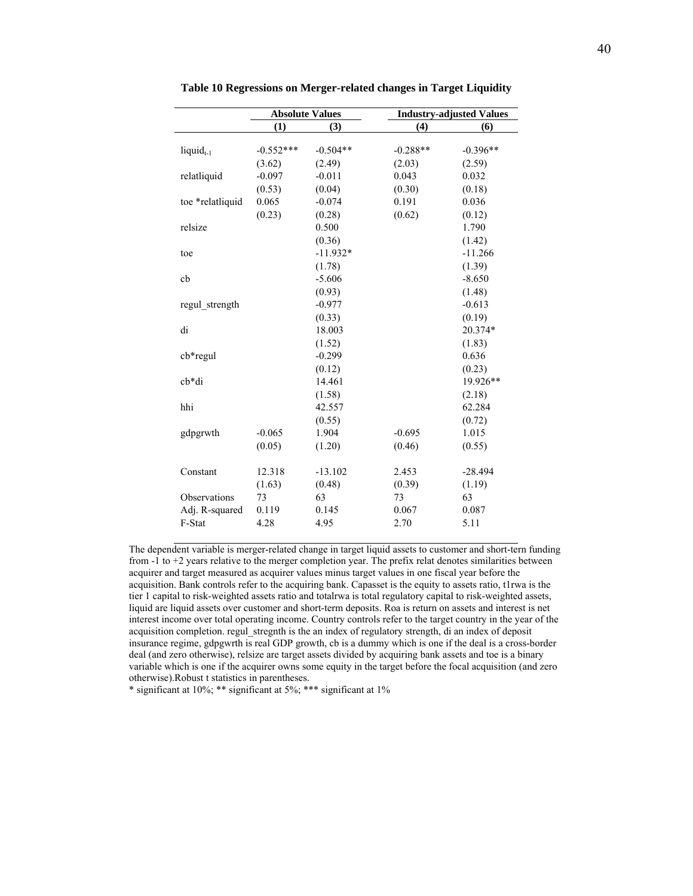**Table 10 Regressions on Merger-related changes in Target Liquidity**

| | Absolute Values | | Industry-adjusted Values | |
|---|---|---|---|---|
| | (1) | (3) | (4) | (6) |
| $liquid_{t-1}$ | -0.552*** | -0.504** | -0.288** | -0.396** |
| | (3.62) | (2.49) | (2.03) | (2.59) |
| relatliquid | -0.097 | -0.011 | 0.043 | 0.032 |
| | (0.53) | (0.04) | (0.30) | (0.18) |
| toe *relatliquid | 0.065 | -0.074 | 0.191 | 0.036 |
| | (0.23) | (0.28) | (0.62) | (0.12) |
| relsize | | 0.500 | | 1.790 |
| | | (0.36) | | (1.42) |
| toe | | -11.932* | | -11.266 |
| | | (1.78) | | (1.39) |
| cb | | -5.606 | | -8.650 |
| | | (0.93) | | (1.48) |
| regul_strength | | -0.977 | | -0.613 |
| | | (0.33) | | (0.19) |
| di | | 18.003 | | 20.374* |
| | | (1.52) | | (1.83) |
| cb*regul | | -0.299 | | 0.636 |
| | | (0.12) | | (0.23) |
| cb*di | | 14.461 | | 19.926** |
| | | (1.58) | | (2.18) |
| hhi | | 42.557 | | 62.284 |
| | | (0.55) | | (0.72) |
| gdpgrwth | -0.065 | 1.904 | -0.695 | 1.015 |
| | (0.05) | (1.20) | (0.46) | (0.55) |
| Constant | 12.318 | -13.102 | 2.453 | -28.494 |
| | (1.63) | (0.48) | (0.39) | (1.19) |
| Observations | 73 | 63 | 73 | 63 |
| Adj. R-squared | 0.119 | 0.145 | 0.067 | 0.087 |
| F-Stat | 4.28 | 4.95 | 2.70 | 5.11 |

The dependent variable is merger-related change in target liquid assets to customer and short-tern funding from -1 to +2 years relative to the merger completion year. The prefix relat denotes similarities between acquirer and target measured as acquirer values minus target values in one fiscal year before the acquisition. Bank controls refer to the acquiring bank. Capasset is the equity to assets ratio, t1rwa is the tier 1 capital to risk-weighted assets ratio and totalrwa is total regulatory capital to risk-weighted assets, liquid are liquid assets over customer and short-term deposits. Roa is return on assets and interest is net interest income over total operating income. Country controls refer to the target country in the year of the acquisition completion. regul_stregnth is the an index of regulatory strength, di an index of deposit insurance regime, gdpgwrth is real GDP growth, cb is a dummy which is one if the deal is a cross-border deal (and zero otherwise), relsize are target assets divided by acquiring bank assets and toe is a binary variable which is one if the acquirer owns some equity in the target before the focal acquisition (and zero otherwise).Robust t statistics in parentheses.

* significant at 10%; ** significant at 5%; *** significant at 1%